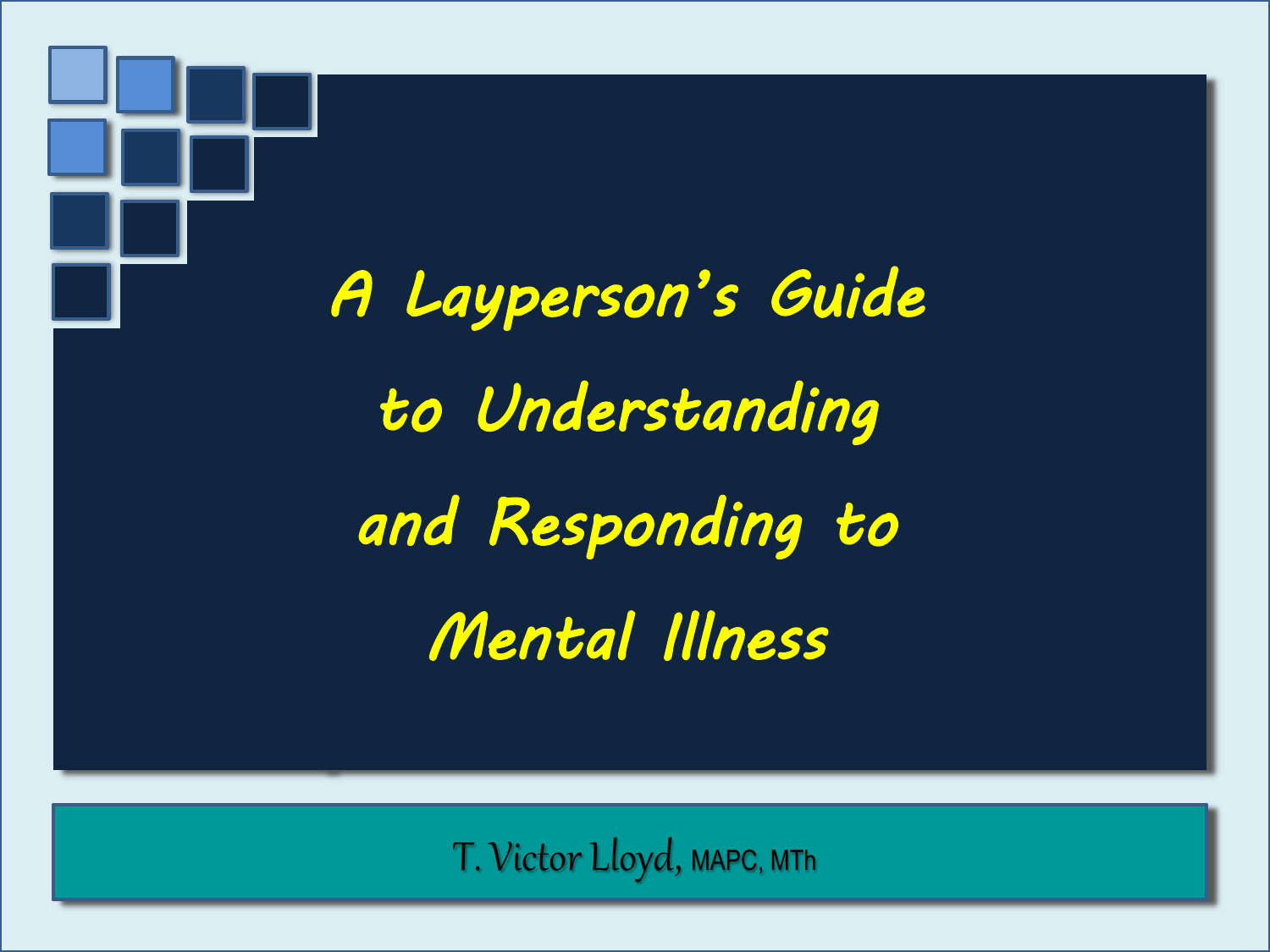# A Layperson's Guide to Understanding and Responding to Mental Illness

T. Victor Lloyd, MAPC, MTh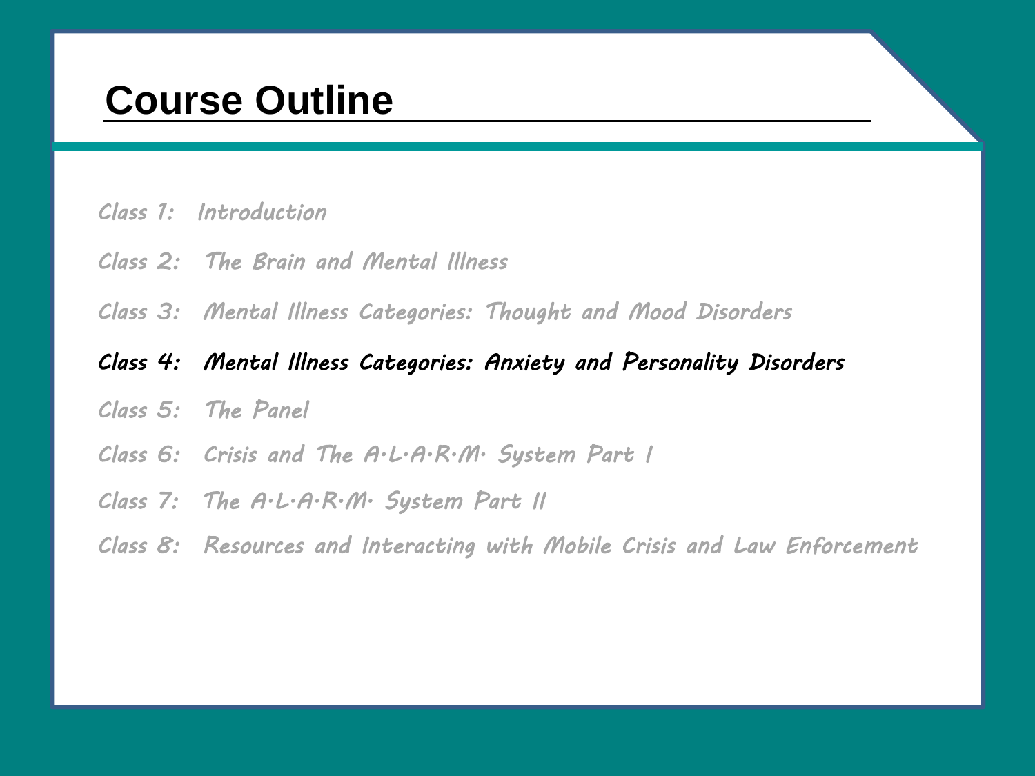# Course Outline

*Class 1: Introduction*

*Class 2: The Brain and Mental Illness*

*Class 3: Mental Illness Categories: Thought and Mood Disorders*

***Class 4: Mental Illness Categories: Anxiety and Personality Disorders***

*Class 5: The Panel*

*Class 6: Crisis and The A·L·A·R·M· System Part I*

*Class 7: The A·L·A·R·M· System Part II*

*Class 8: Resources and Interacting with Mobile Crisis and Law Enforcement*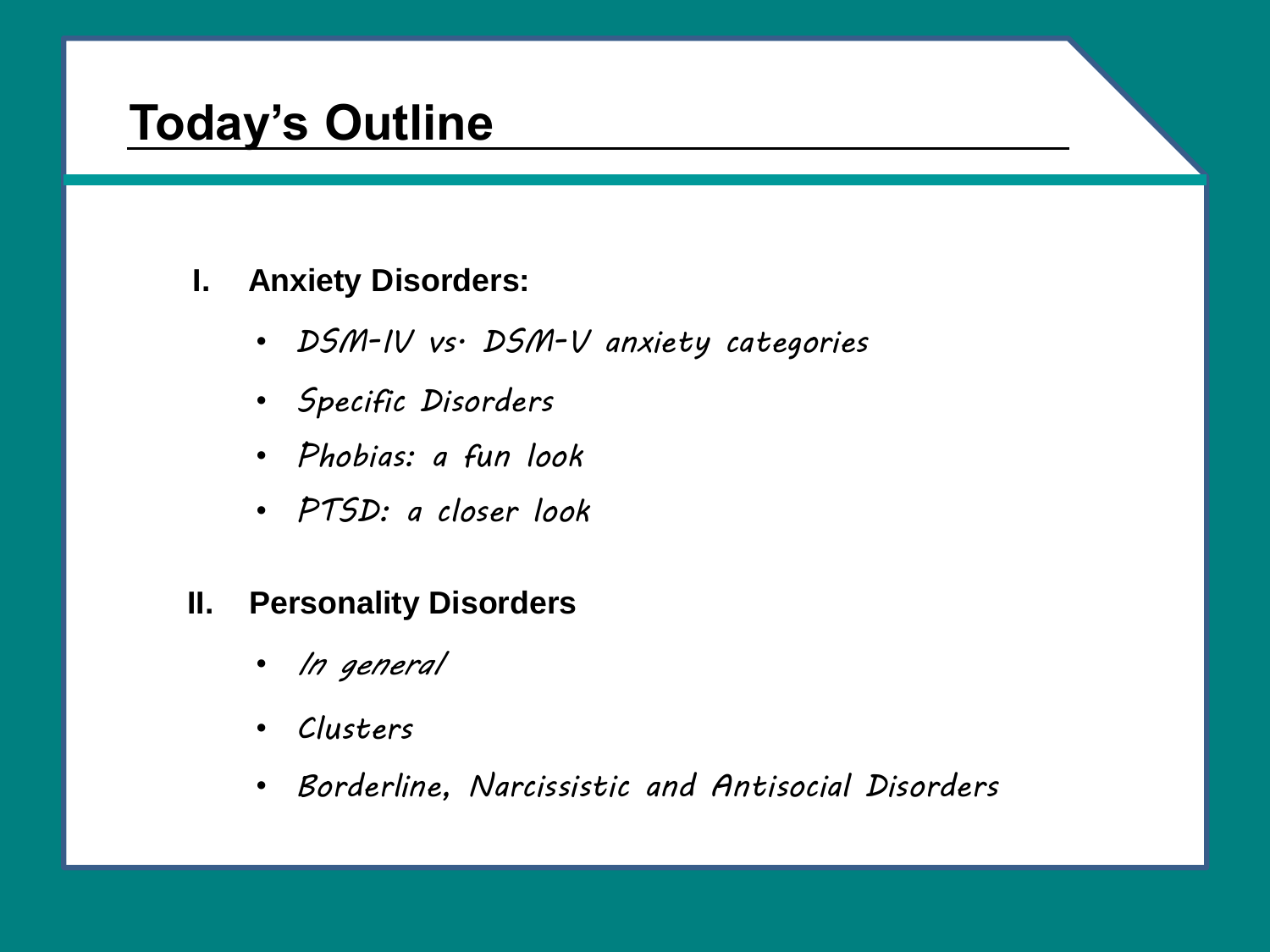# Today's Outline

I. **Anxiety Disorders:**
   - *DSM-IV vs. DSM-V anxiety categories*
   - *Specific Disorders*
   - *Phobias: a fun look*
   - *PTSD: a closer look*

II. **Personality Disorders**
   - *In general*
   - *Clusters*
   - *Borderline, Narcissistic and Antisocial Disorders*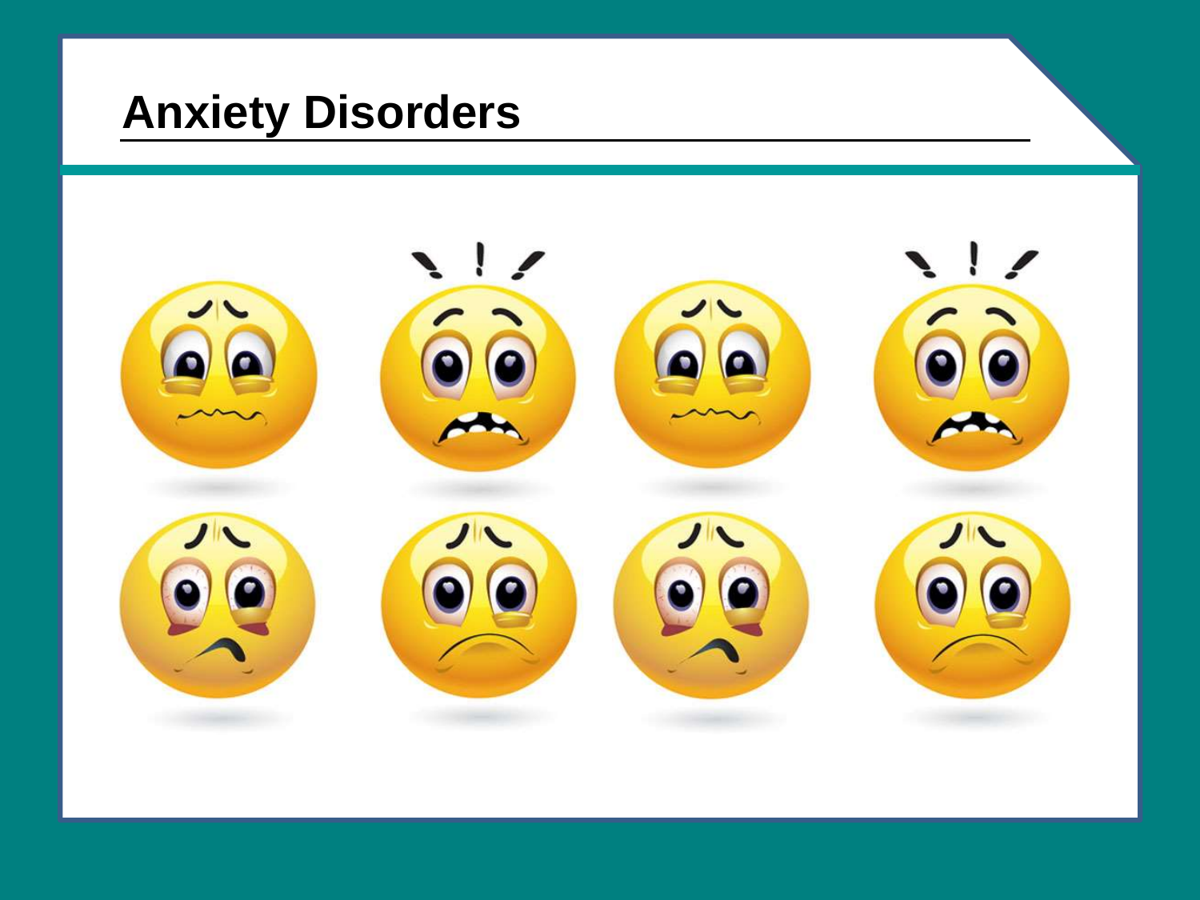# Anxiety Disorders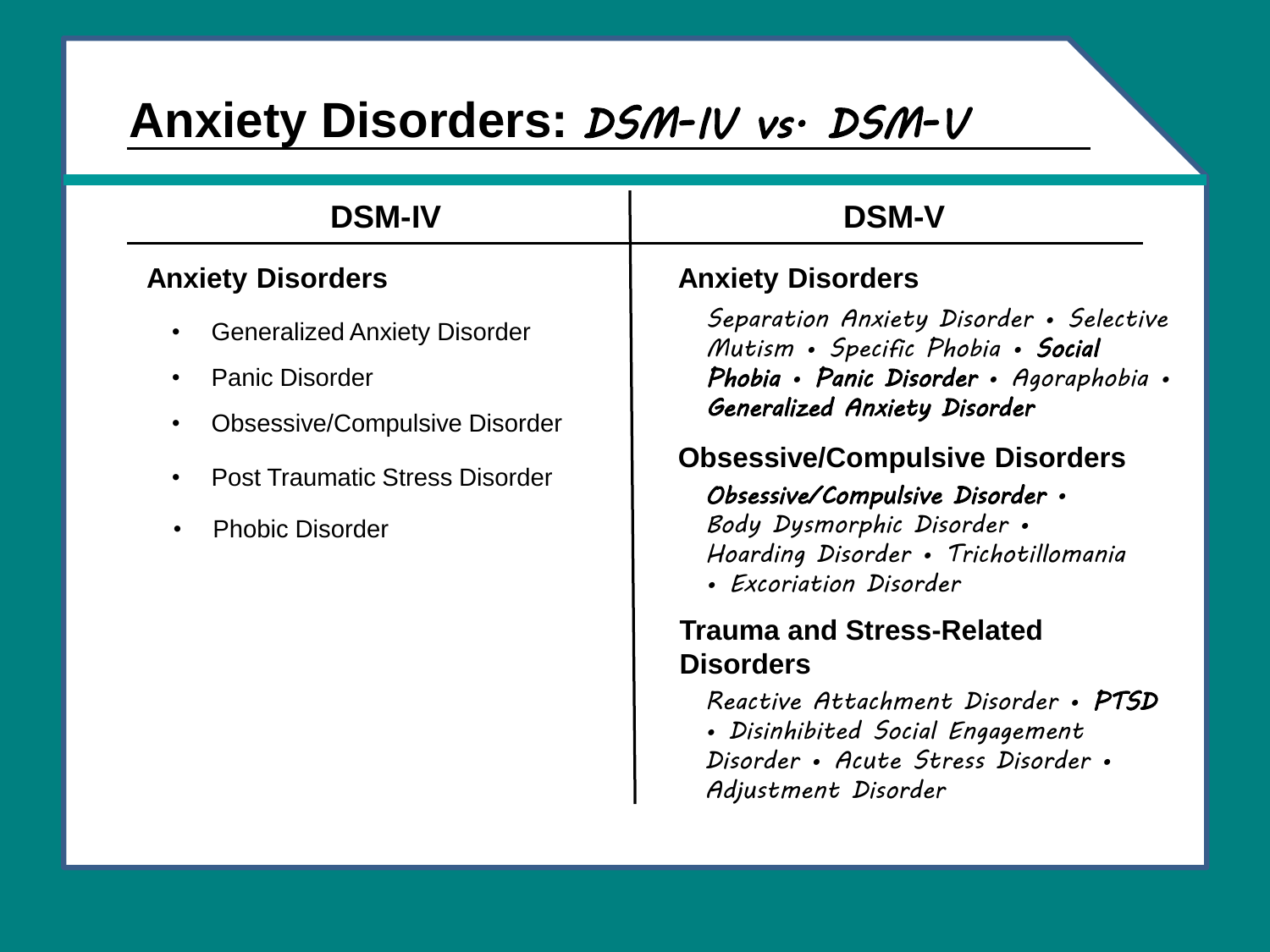# Anxiety Disorders: *DSM-IV vs. DSM-V*

| DSM-IV | DSM-V |
|---|---|
| **Anxiety Disorders**<br>• Generalized Anxiety Disorder<br>• Panic Disorder<br>• Obsessive/Compulsive Disorder<br>• Post Traumatic Stress Disorder<br>• Phobic Disorder | **Anxiety Disorders**<br>*Separation Anxiety Disorder • Selective Mutism • Specific Phobia •* ***Social Phobia • Panic Disorder*** *• Agoraphobia •* ***Generalized Anxiety Disorder***<br><br>**Obsessive/Compulsive Disorders**<br>***Obsessive/Compulsive Disorder*** *• Body Dysmorphic Disorder • Hoarding Disorder • Trichotillomania • Excoriation Disorder*<br><br>**Trauma and Stress-Related Disorders**<br>*Reactive Attachment Disorder •* ***PTSD*** *• Disinhibited Social Engagement Disorder • Acute Stress Disorder • Adjustment Disorder* |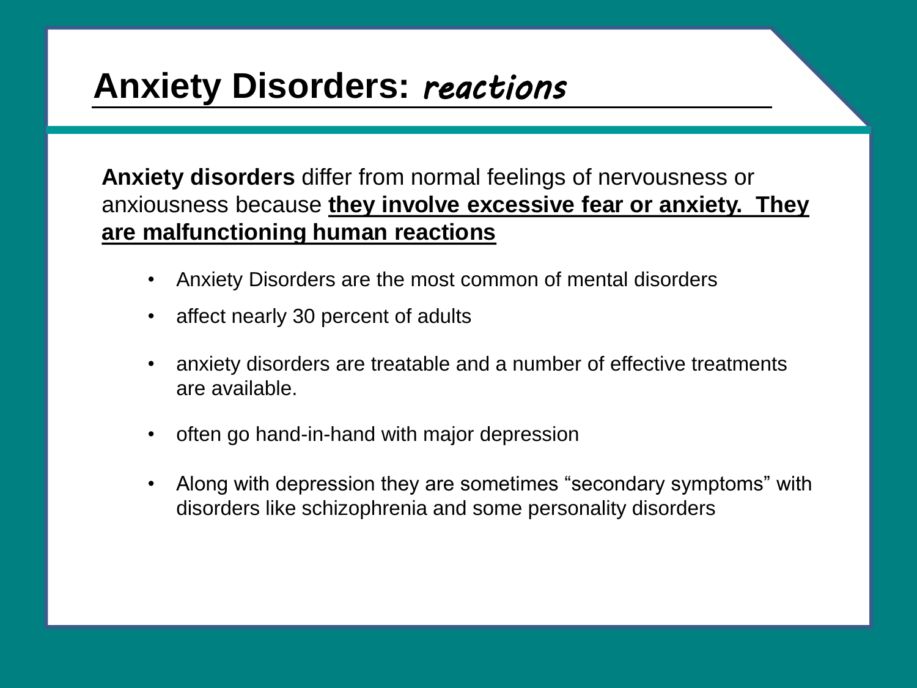# Anxiety Disorders: *reactions*

**Anxiety disorders** differ from normal feelings of nervousness or anxiousness because **they involve excessive fear or anxiety. They are malfunctioning human reactions**

- Anxiety Disorders are the most common of mental disorders
- affect nearly 30 percent of adults
- anxiety disorders are treatable and a number of effective treatments are available.
- often go hand-in-hand with major depression
- Along with depression they are sometimes "secondary symptoms" with disorders like schizophrenia and some personality disorders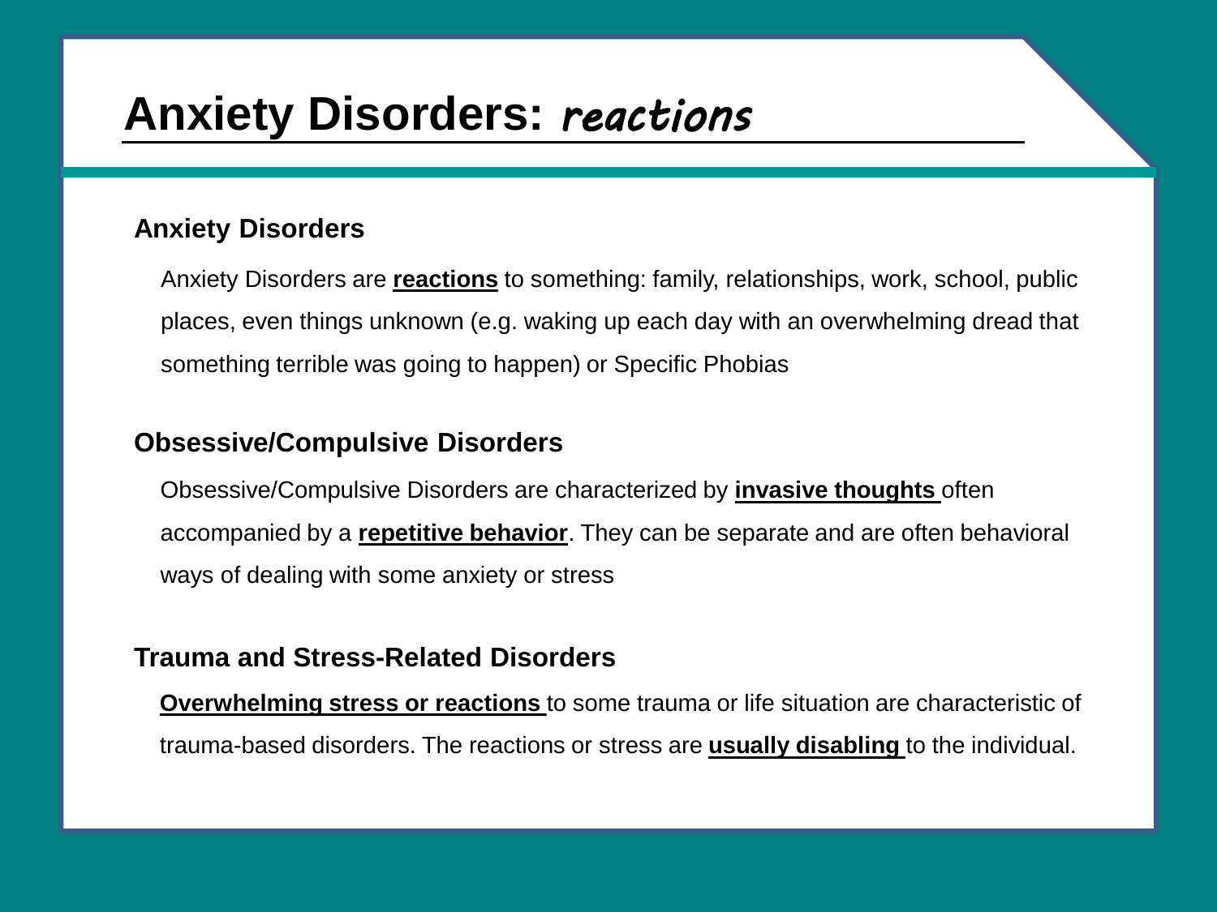# Anxiety Disorders: *reactions*

### Anxiety Disorders

Anxiety Disorders are **reactions** to something: family, relationships, work, school, public places, even things unknown (e.g. waking up each day with an overwhelming dread that something terrible was going to happen) or Specific Phobias

### Obsessive/Compulsive Disorders

Obsessive/Compulsive Disorders are characterized by **invasive thoughts** often accompanied by a **repetitive behavior**. They can be separate and are often behavioral ways of dealing with some anxiety or stress

### Trauma and Stress-Related Disorders

**Overwhelming stress or reactions** to some trauma or life situation are characteristic of trauma-based disorders. The reactions or stress are **usually disabling** to the individual.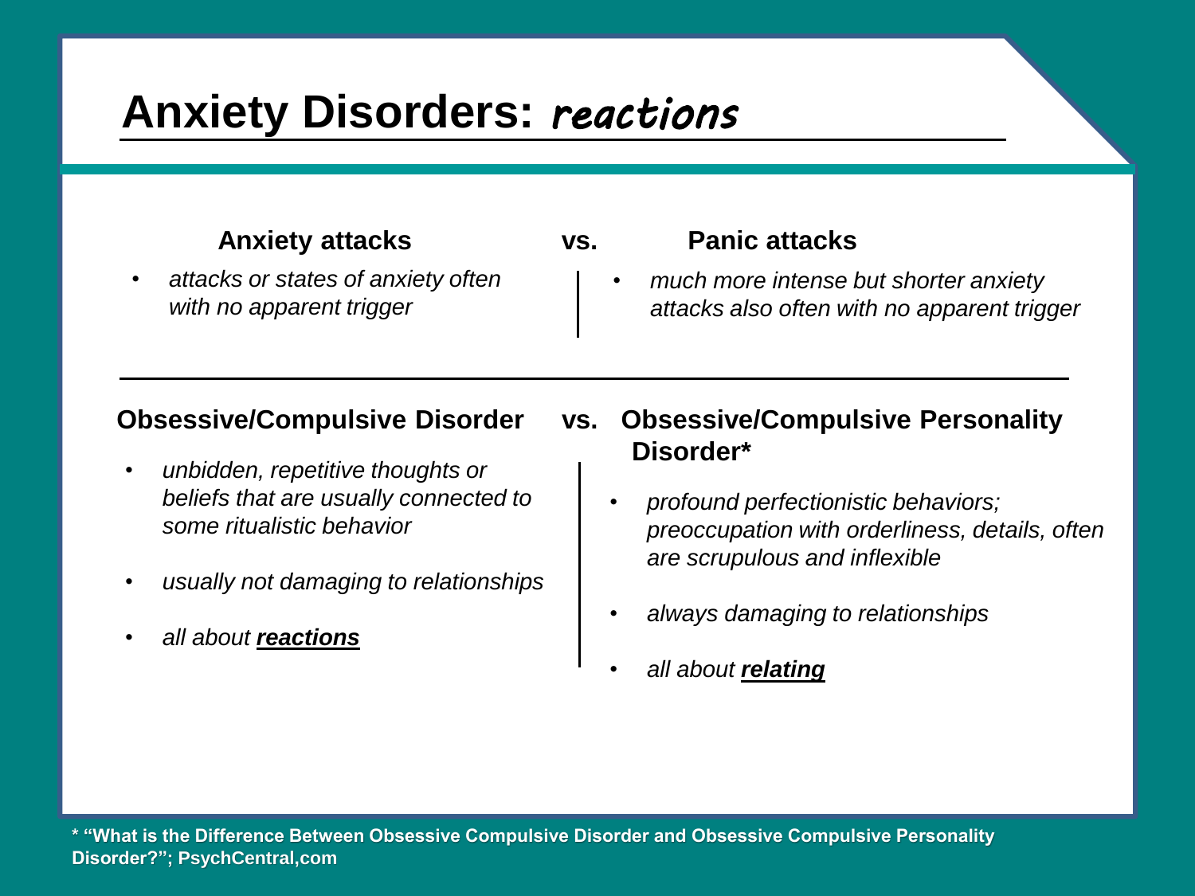# Anxiety Disorders: *reactions*

**Anxiety attacks** vs. **Panic attacks**

**Anxiety attacks**

- *attacks or states of anxiety often with no apparent trigger*

**Panic attacks**

- *much more intense but shorter anxiety attacks also often with no apparent trigger*

---

**Obsessive/Compulsive Disorder** vs. **Obsessive/Compulsive Personality Disorder***

**Obsessive/Compulsive Disorder**

- *unbidden, repetitive thoughts or beliefs that are usually connected to some ritualistic behavior*
- *usually not damaging to relationships*
- *all about* ***reactions***

**Obsessive/Compulsive Personality Disorder***

- *profound perfectionistic behaviors; preoccupation with orderliness, details, often are scrupulous and inflexible*
- *always damaging to relationships*
- *all about* ***relating***

**\* "What is the Difference Between Obsessive Compulsive Disorder and Obsessive Compulsive Personality Disorder?"; PsychCentral,com**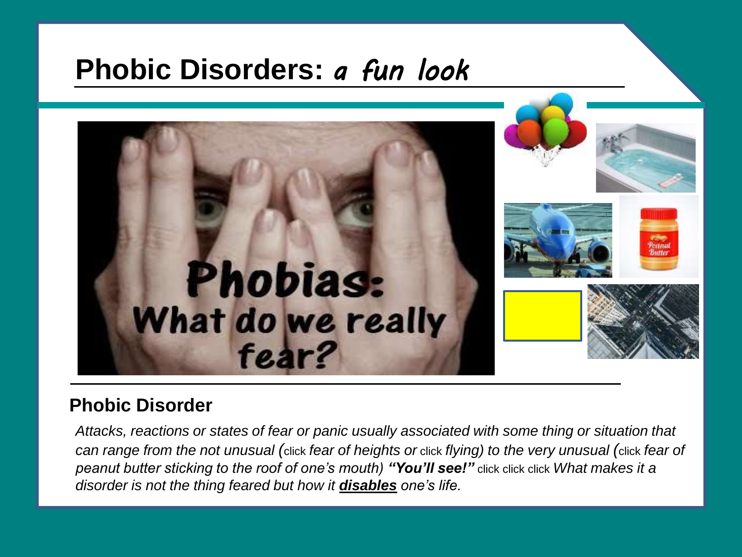# Phobic Disorders: *a fun look*

## Phobic Disorder

*Attacks, reactions or states of fear or panic usually associated with some thing or situation that can range from the not unusual (*click *fear of heights or* click *flying) to the very unusual (*click *fear of peanut butter sticking to the roof of one's mouth)* ***"You'll see!"*** click click click *What makes it a disorder is not the thing feared but how it* ***disables*** *one's life.*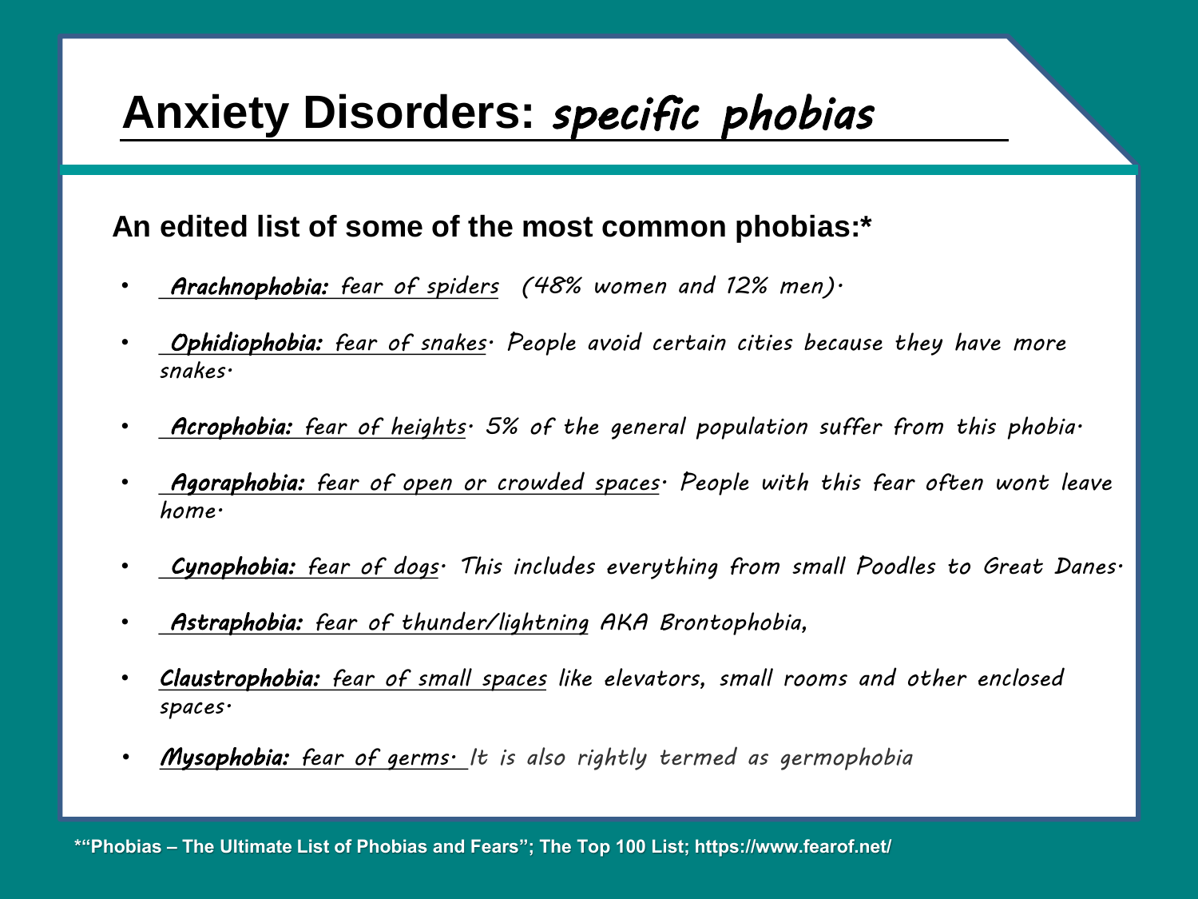# Anxiety Disorders: *specific phobias*

## An edited list of some of the most common phobias:*

- ***Arachnophobia:*** *fear of spiders (48% women and 12% men).*
- ***Ophidiophobia:*** *fear of snakes. People avoid certain cities because they have more snakes.*
- ***Acrophobia:*** *fear of heights. 5% of the general population suffer from this phobia.*
- ***Agoraphobia:*** *fear of open or crowded spaces. People with this fear often wont leave home.*
- ***Cynophobia:*** *fear of dogs. This includes everything from small Poodles to Great Danes.*
- ***Astraphobia:*** *fear of thunder/lightning AKA Brontophobia,*
- ***Claustrophobia:*** *fear of small spaces like elevators, small rooms and other enclosed spaces.*
- ***Mysophobia:*** *fear of germs. It is also rightly termed as germophobia*

*"Phobias – The Ultimate List of Phobias and Fears"; The Top 100 List; https://www.fearof.net/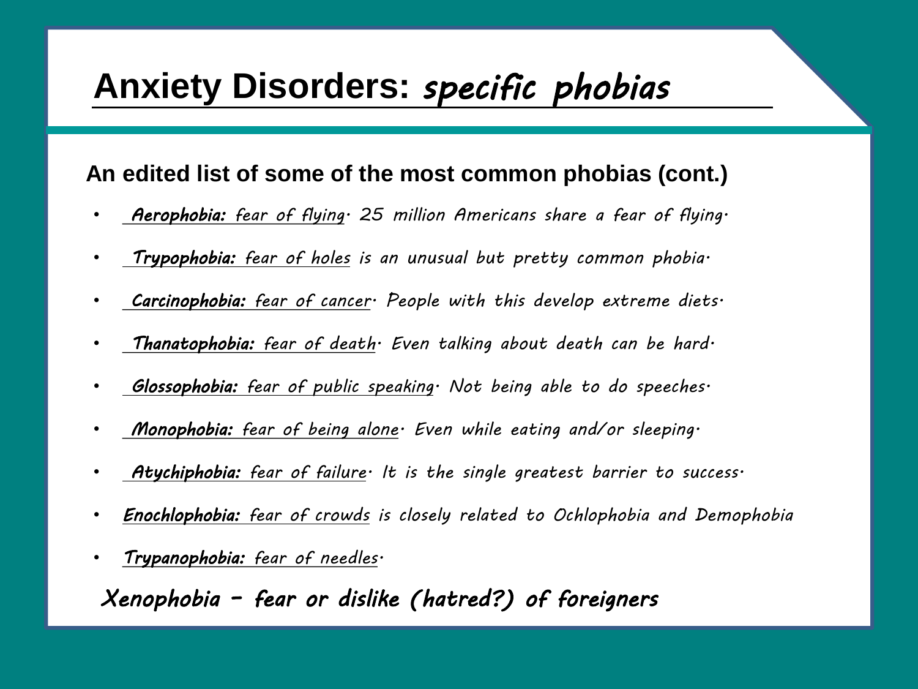# Anxiety Disorders: *specific phobias*

**An edited list of some of the most common phobias (cont.)**

- ***Aerophobia:*** *fear of flying. 25 million Americans share a fear of flying.*
- ***Trypophobia:*** *fear of holes is an unusual but pretty common phobia.*
- ***Carcinophobia:*** *fear of cancer. People with this develop extreme diets.*
- ***Thanatophobia:*** *fear of death. Even talking about death can be hard.*
- ***Glossophobia:*** *fear of public speaking. Not being able to do speeches.*
- ***Monophobia:*** *fear of being alone. Even while eating and/or sleeping.*
- ***Atychiphobia:*** *fear of failure. It is the single greatest barrier to success.*
- ***Enochlophobia:*** *fear of crowds is closely related to Ochlophobia and Demophobia*
- ***Trypanophobia:*** *fear of needles.*

*Xenophobia – fear or dislike (hatred?) of foreigners*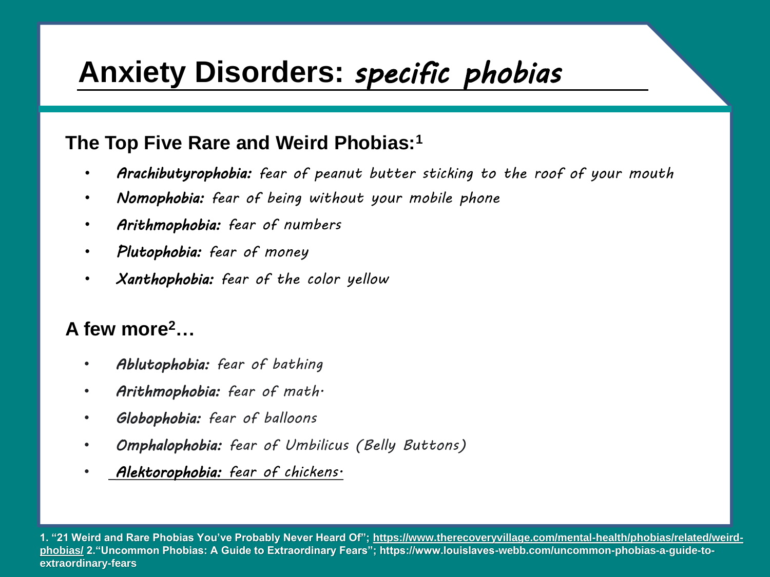# Anxiety Disorders: *specific phobias*

## The Top Five Rare and Weird Phobias:[1]

- ***Arachibutyrophobia:*** *fear of peanut butter sticking to the roof of your mouth*
- ***Nomophobia:*** *fear of being without your mobile phone*
- ***Arithmophobia:*** *fear of numbers*
- ***Plutophobia:*** *fear of money*
- ***Xanthophobia:*** *fear of the color yellow*

## A few more[2]…

- ***Ablutophobia:*** *fear of bathing*
- ***Arithmophobia:*** *fear of math.*
- ***Globophobia:*** *fear of balloons*
- ***Omphalophobia:*** *fear of Umbilicus (Belly Buttons)*
- ***Alektorophobia:*** *fear of chickens.*

**1. "21 Weird and Rare Phobias You've Probably Never Heard Of"; https://www.therecoveryvillage.com/mental-health/phobias/related/weird-phobias/ 2."Uncommon Phobias: A Guide to Extraordinary Fears"; https://www.louislaves-webb.com/uncommon-phobias-a-guide-to-extraordinary-fears**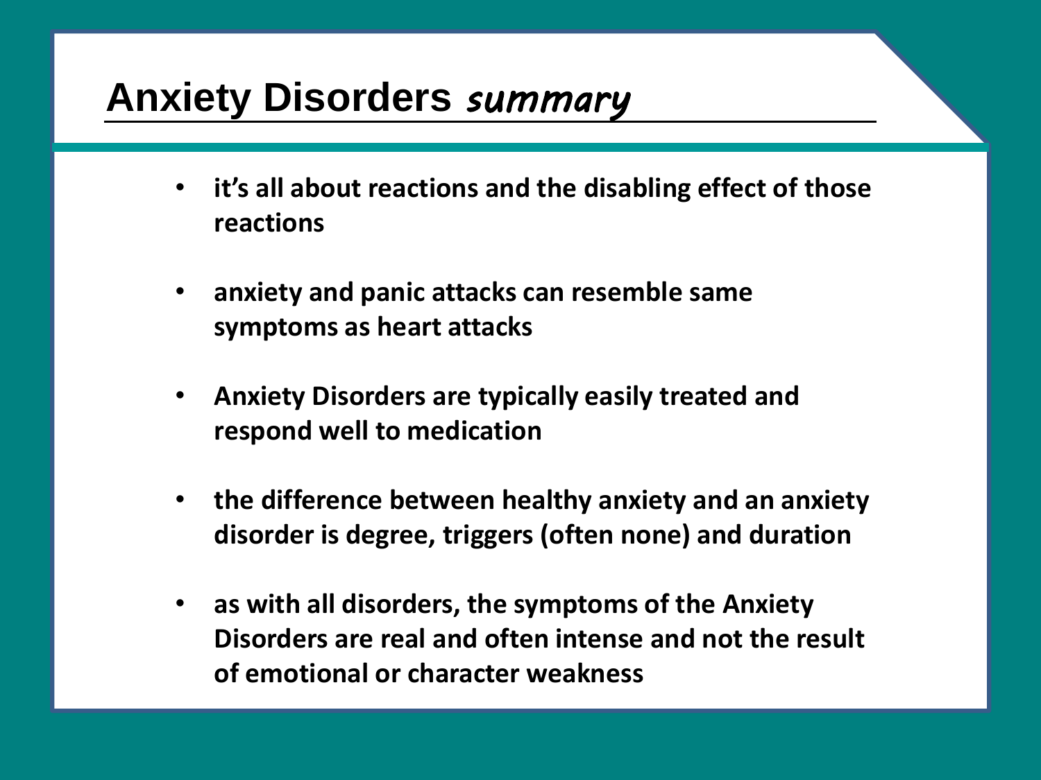# Anxiety Disorders *summary*

- **it's all about reactions and the disabling effect of those reactions**
- **anxiety and panic attacks can resemble same symptoms as heart attacks**
- **Anxiety Disorders are typically easily treated and respond well to medication**
- **the difference between healthy anxiety and an anxiety disorder is degree, triggers (often none) and duration**
- **as with all disorders, the symptoms of the Anxiety Disorders are real and often intense and not the result of emotional or character weakness**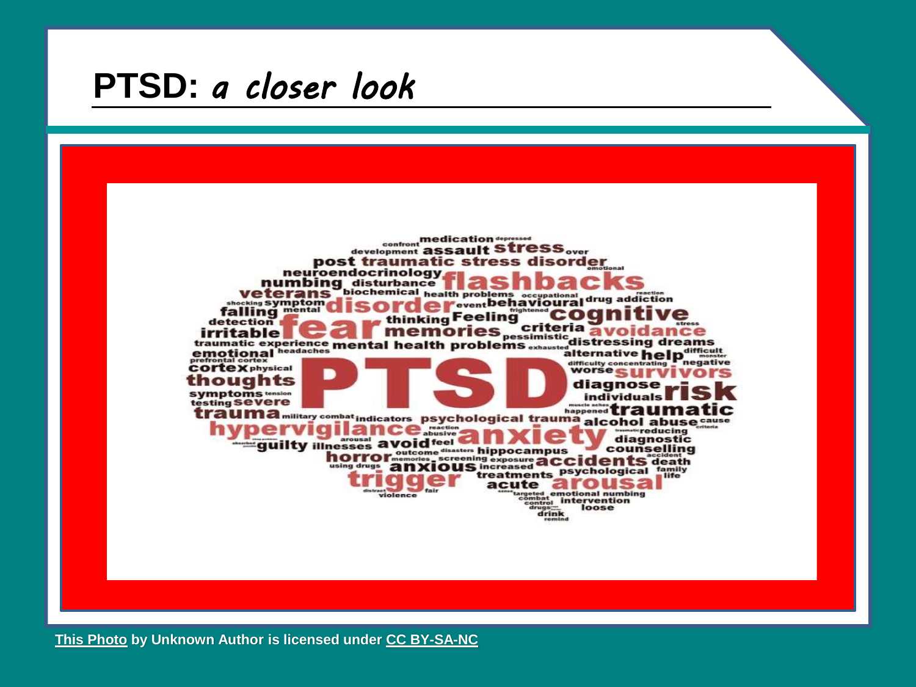# PTSD: *a closer look*

medication depressed confront development assault stress over post traumatic stress disorder emotional neuroendocrinology numbing disturbance flashbacks veterans biochemical health problems occupational reaction shocking symptom disorder event behavioural drug addiction falling mental frightened cognitive detection thinking Feeling irritable fear memories criteria stress pessimistic avoidance traumatic experience mental health problems exhausted distressing dreams emotional headaches alternative help difficult monster prefrontal cortex difficulty concentrating negative cortex physical worse survivors thoughts PTSD diagnose symptoms tension individuals risk testing severe muscle aches happened traumatic trauma military combat indicators psychological trauma alcohol abuse cause hypervigilance reaction abusive criteria reducing arousal anxiety diagnostic guilty illnesses avoid feel counselling outcome disasters hippocampus horror memories screening exposure accidents accident death using drugs anxious increased psychological family life trigger treatments acute arousal distract fair targeted emotional numbing violence combat intervention control loose drugs drink remind

[This Photo](#) by Unknown Author is licensed under [CC BY-SA-NC](#)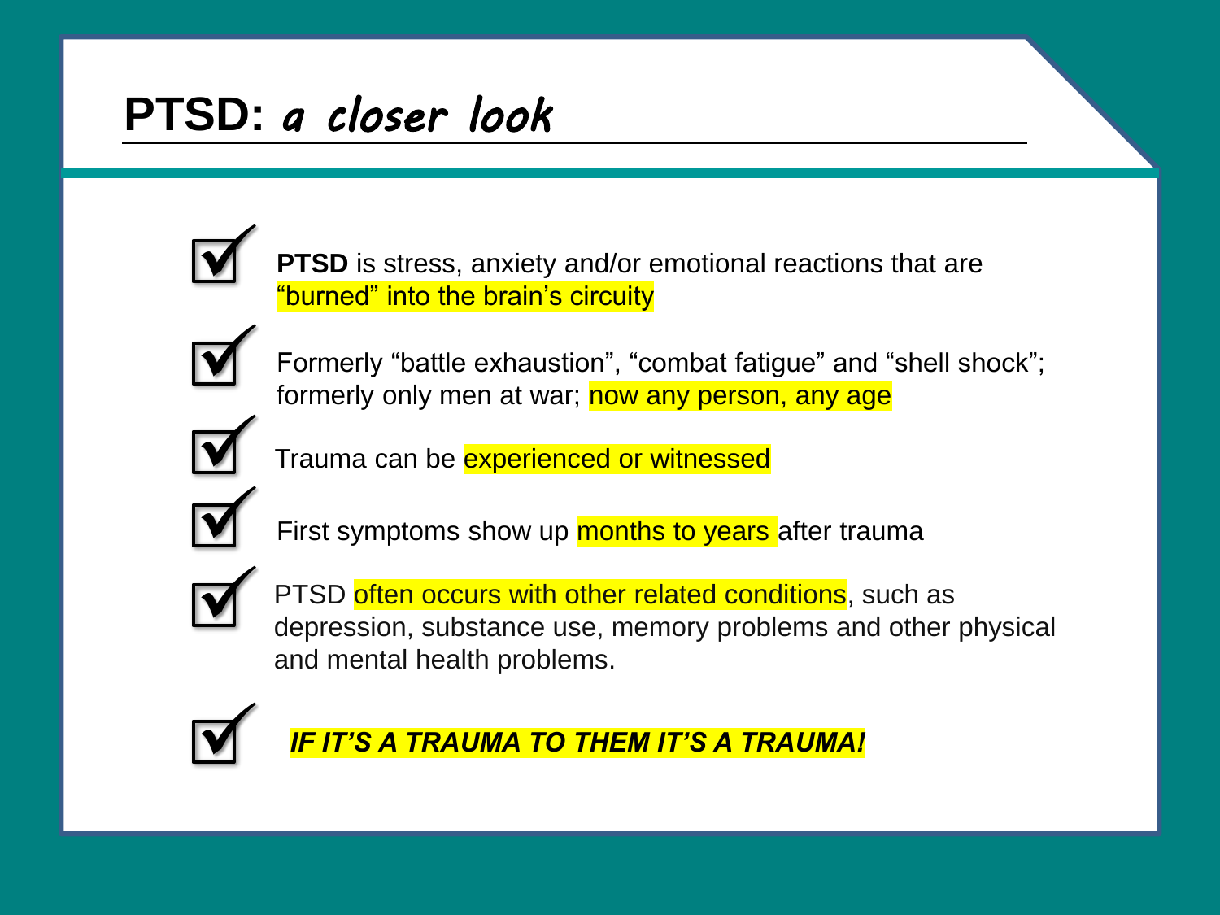# PTSD: *a closer look*

- **PTSD** is stress, anxiety and/or emotional reactions that are "burned" into the brain's circuity
- Formerly "battle exhaustion", "combat fatigue" and "shell shock"; formerly only men at war; now any person, any age
- Trauma can be experienced or witnessed
- First symptoms show up months to years after trauma
- PTSD often occurs with other related conditions, such as depression, substance use, memory problems and other physical and mental health problems.
- ***IF IT'S A TRAUMA TO THEM IT'S A TRAUMA!***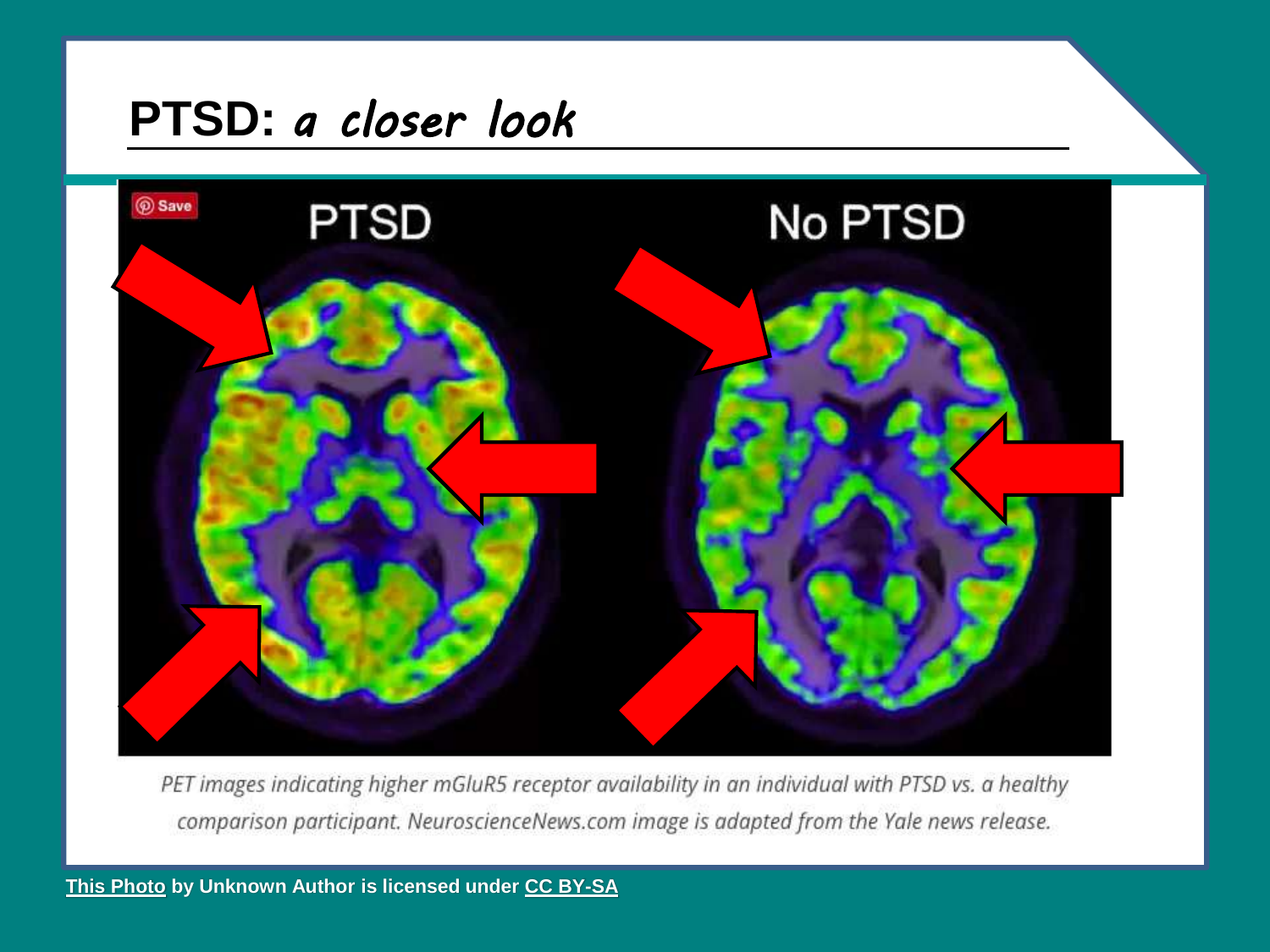# PTSD: *a closer look*

PET images indicating higher mGluR5 receptor availability in an individual with PTSD vs. a healthy comparison participant. NeuroscienceNews.com image is adapted from the Yale news release.

This Photo by Unknown Author is licensed under CC BY-SA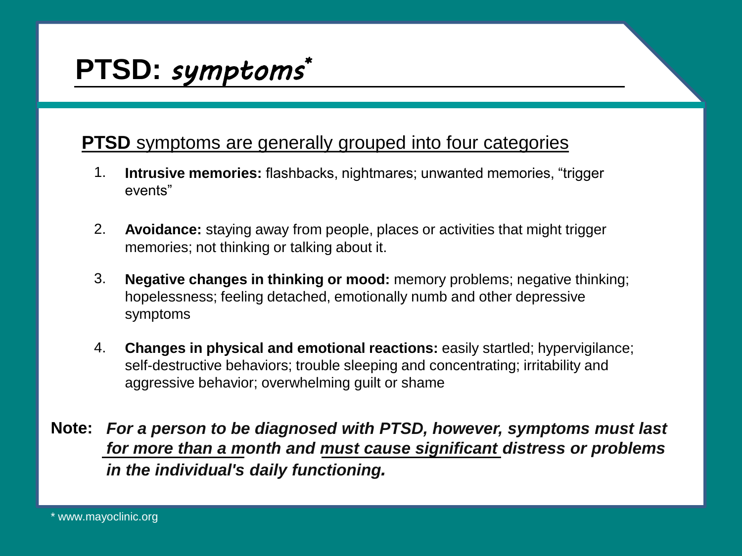# PTSD: *symptoms**

**PTSD** symptoms are generally grouped into four categories

1. **Intrusive memories:** flashbacks, nightmares; unwanted memories, "trigger events"
2. **Avoidance:** staying away from people, places or activities that might trigger memories; not thinking or talking about it.
3. **Negative changes in thinking or mood:** memory problems; negative thinking; hopelessness; feeling detached, emotionally numb and other depressive symptoms
4. **Changes in physical and emotional reactions:** easily startled; hypervigilance; self-destructive behaviors; trouble sleeping and concentrating; irritability and aggressive behavior; overwhelming guilt or shame

**Note:** ***For a person to be diagnosed with PTSD, however, symptoms must last for more than a month and must cause significant distress or problems in the individual's daily functioning.***

* www.mayoclinic.org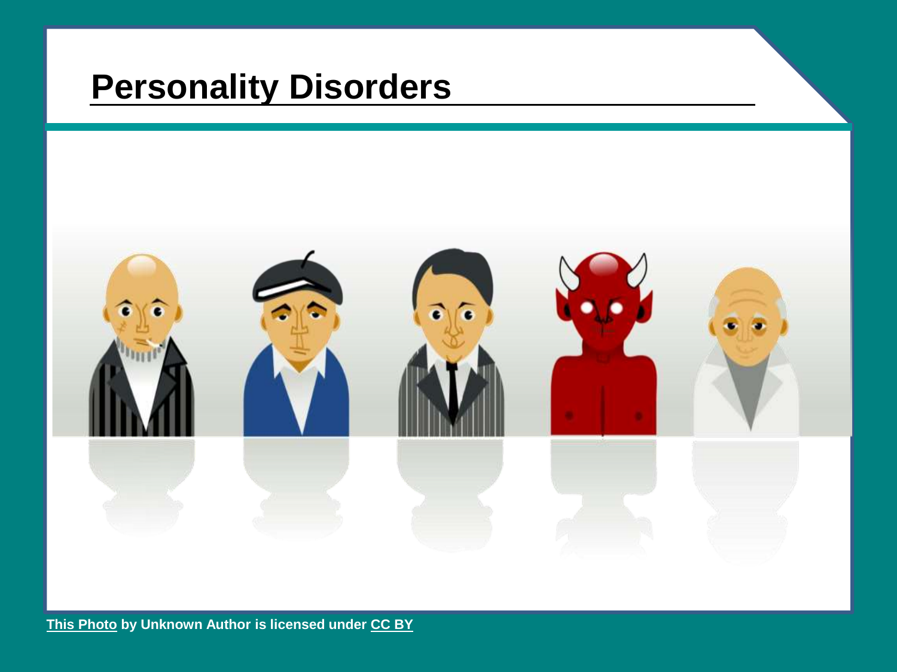# Personality Disorders

This Photo by Unknown Author is licensed under CC BY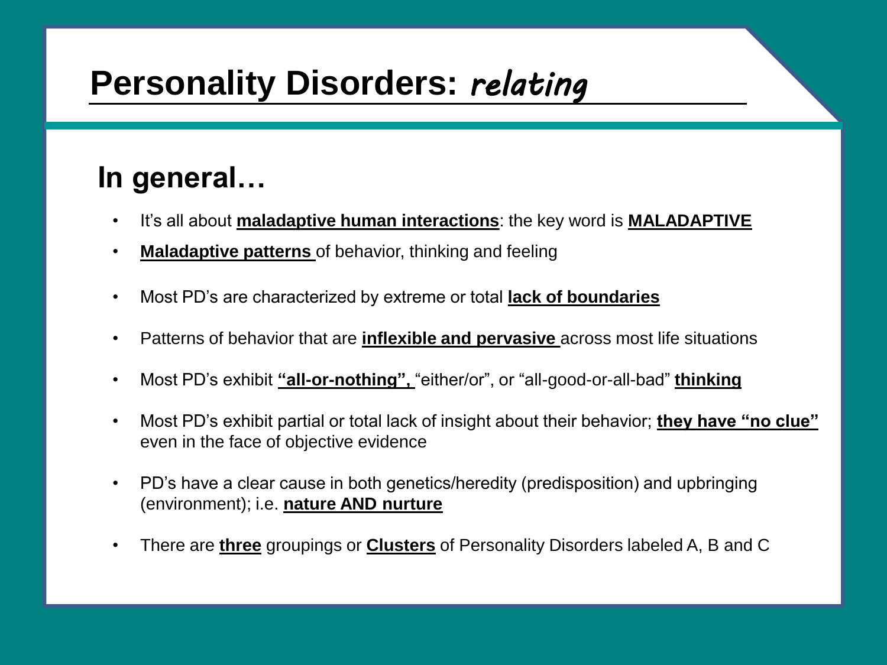# Personality Disorders: *relating*

## In general…

- It's all about **maladaptive human interactions**: the key word is **MALADAPTIVE**
- **Maladaptive patterns** of behavior, thinking and feeling
- Most PD's are characterized by extreme or total **lack of boundaries**
- Patterns of behavior that are **inflexible and pervasive** across most life situations
- Most PD's exhibit **"all-or-nothing",** "either/or", or "all-good-or-all-bad" **thinking**
- Most PD's exhibit partial or total lack of insight about their behavior; **they have "no clue"** even in the face of objective evidence
- PD's have a clear cause in both genetics/heredity (predisposition) and upbringing (environment); i.e. **nature AND nurture**
- There are **three** groupings or **Clusters** of Personality Disorders labeled A, B and C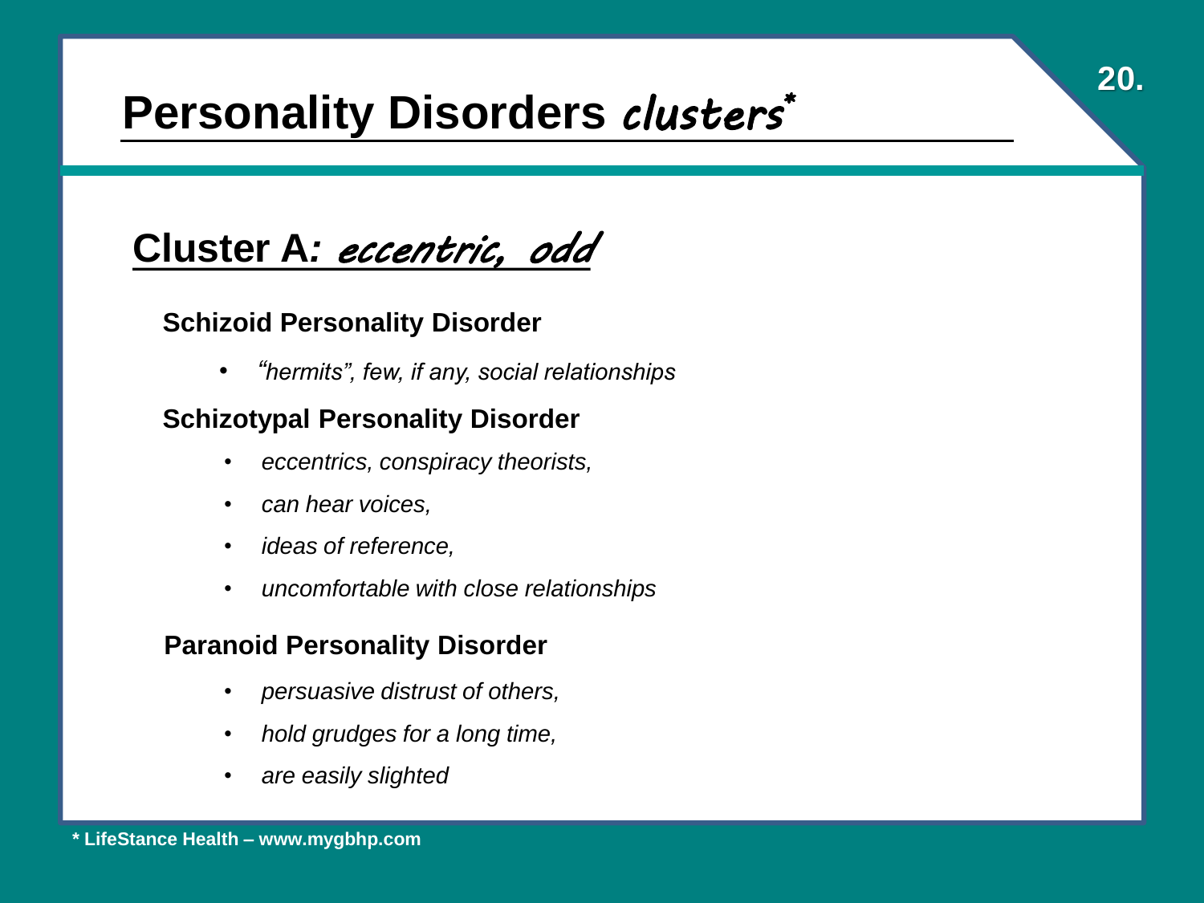# Personality Disorders *clusters**

## Cluster A: *eccentric, odd*

### Schizoid Personality Disorder

- *"hermits", few, if any, social relationships*

### Schizotypal Personality Disorder

- *eccentrics, conspiracy theorists,*
- *can hear voices,*
- *ideas of reference,*
- *uncomfortable with close relationships*

### Paranoid Personality Disorder

- *persuasive distrust of others,*
- *hold grudges for a long time,*
- *are easily slighted*

**\* LifeStance Health – www.mygbhp.com**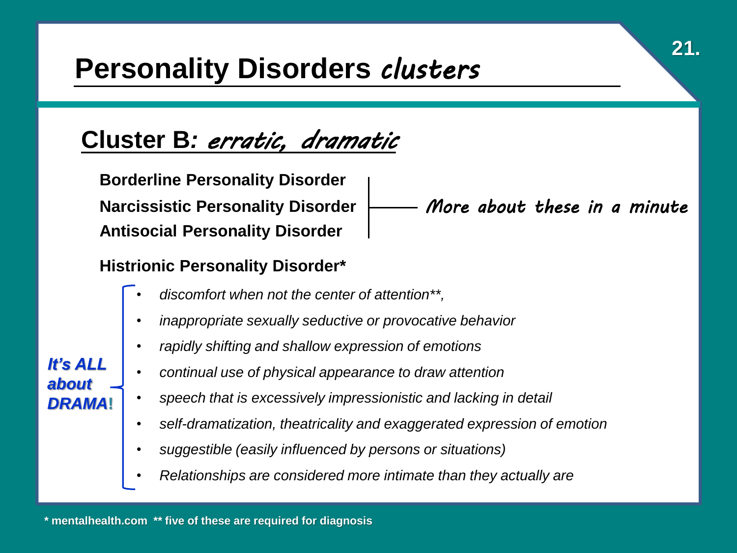# Personality Disorders *clusters*

## Cluster B*: erratic, dramatic*

**Borderline Personality Disorder**
**Narcissistic Personality Disorder**
**Antisocial Personality Disorder**

*More about these in a minute*

**Histrionic Personality Disorder***

*It's ALL about DRAMA!*

- *discomfort when not the center of attention**,*
- *inappropriate sexually seductive or provocative behavior*
- *rapidly shifting and shallow expression of emotions*
- *continual use of physical appearance to draw attention*
- *speech that is excessively impressionistic and lacking in detail*
- *self-dramatization, theatricality and exaggerated expression of emotion*
- *suggestible (easily influenced by persons or situations)*
- *Relationships are considered more intimate than they actually are*

**\* mentalhealth.com  ** five of these are required for diagnosis**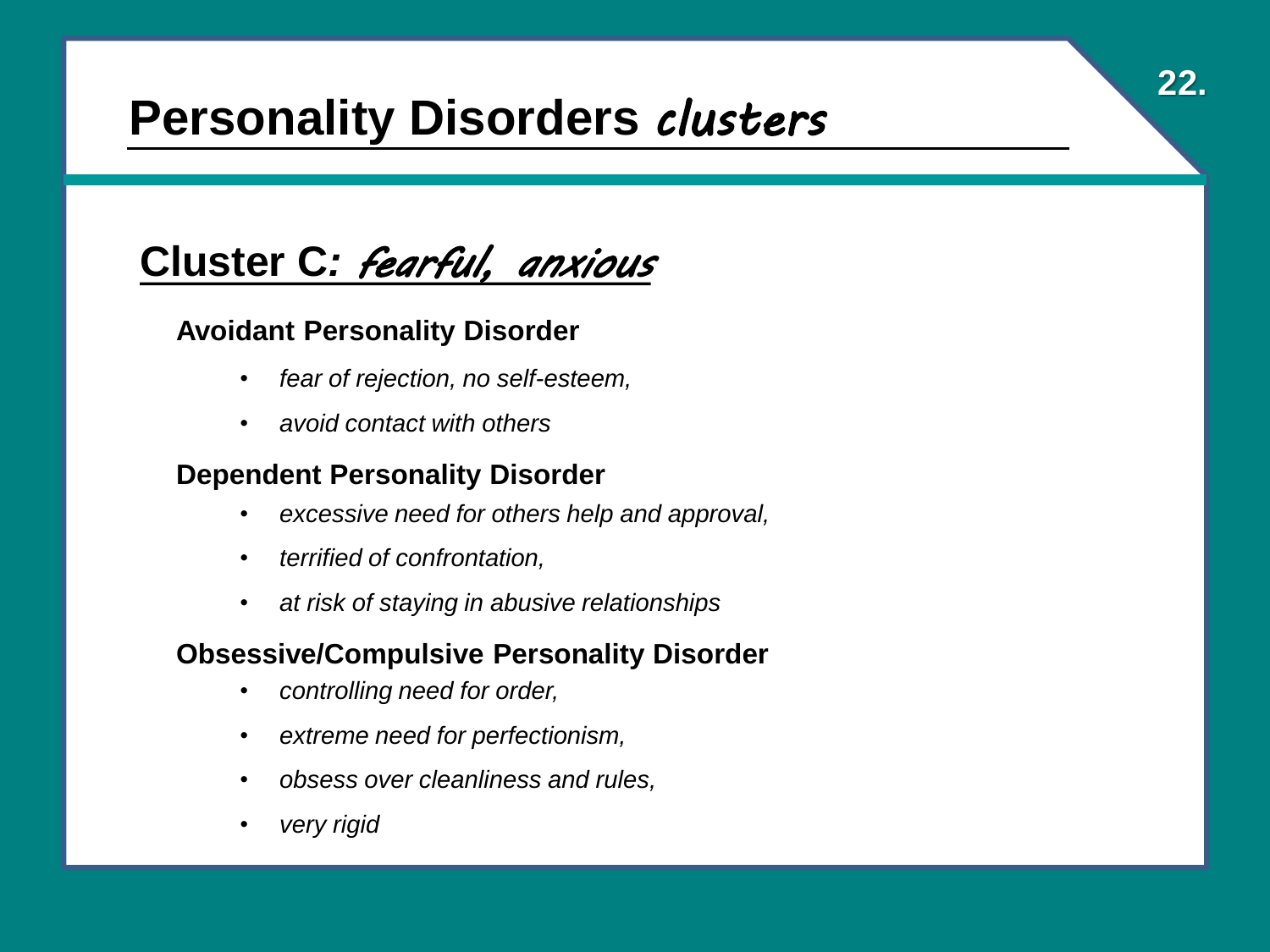# Personality Disorders *clusters*

## Cluster C: *fearful, anxious*

### Avoidant Personality Disorder

- *fear of rejection, no self-esteem,*
- *avoid contact with others*

### Dependent Personality Disorder

- *excessive need for others help and approval,*
- *terrified of confrontation,*
- *at risk of staying in abusive relationships*

### Obsessive/Compulsive Personality Disorder

- *controlling need for order,*
- *extreme need for perfectionism,*
- *obsess over cleanliness and rules,*
- *very rigid*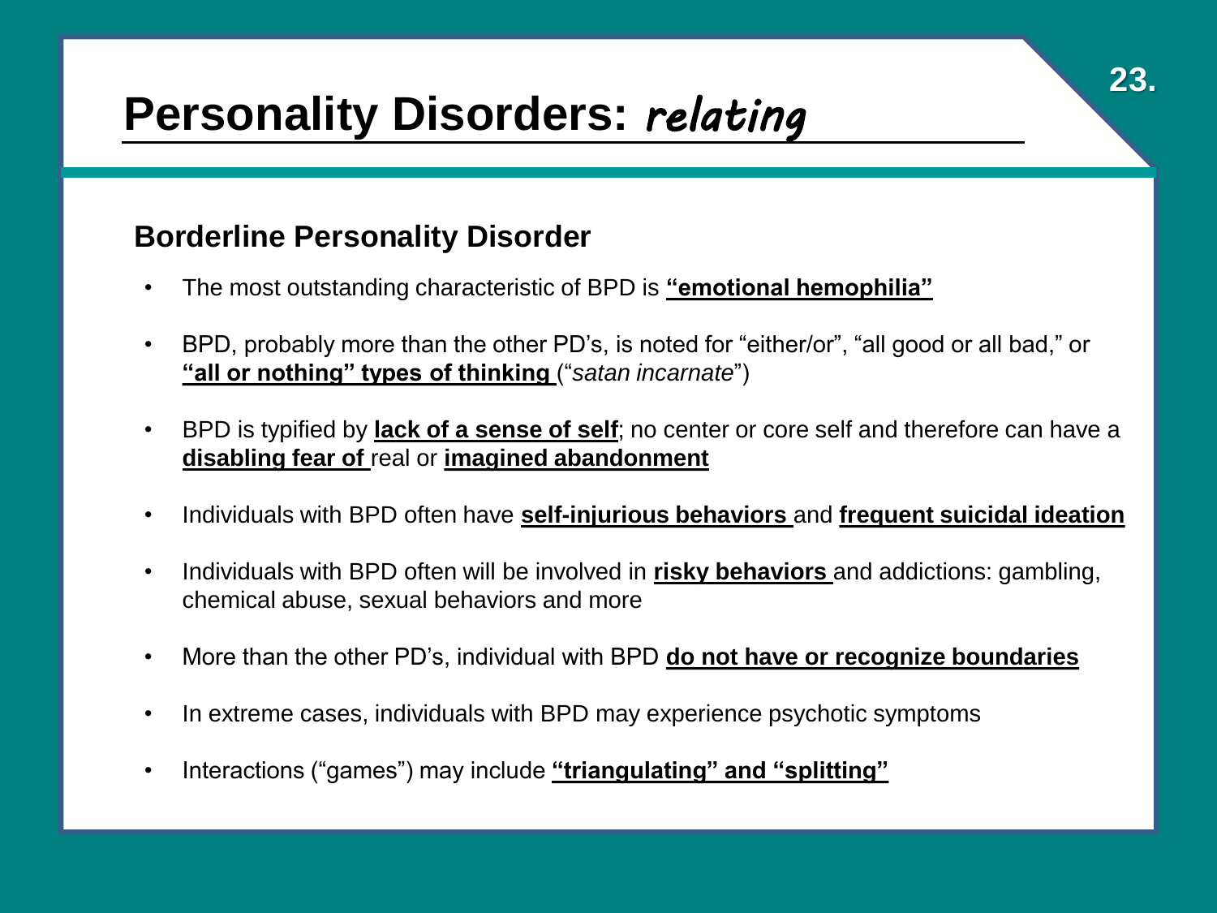# Personality Disorders: *relating*

## Borderline Personality Disorder

- The most outstanding characteristic of BPD is **"emotional hemophilia"**
- BPD, probably more than the other PD's, is noted for "either/or", "all good or all bad," or **"all or nothing" types of thinking** ("*satan incarnate*")
- BPD is typified by **lack of a sense of self**; no center or core self and therefore can have a **disabling fear of** real or **imagined abandonment**
- Individuals with BPD often have **self-injurious behaviors** and **frequent suicidal ideation**
- Individuals with BPD often will be involved in **risky behaviors** and addictions: gambling, chemical abuse, sexual behaviors and more
- More than the other PD's, individual with BPD **do not have or recognize boundaries**
- In extreme cases, individuals with BPD may experience psychotic symptoms
- Interactions ("games") may include **"triangulating" and "splitting"**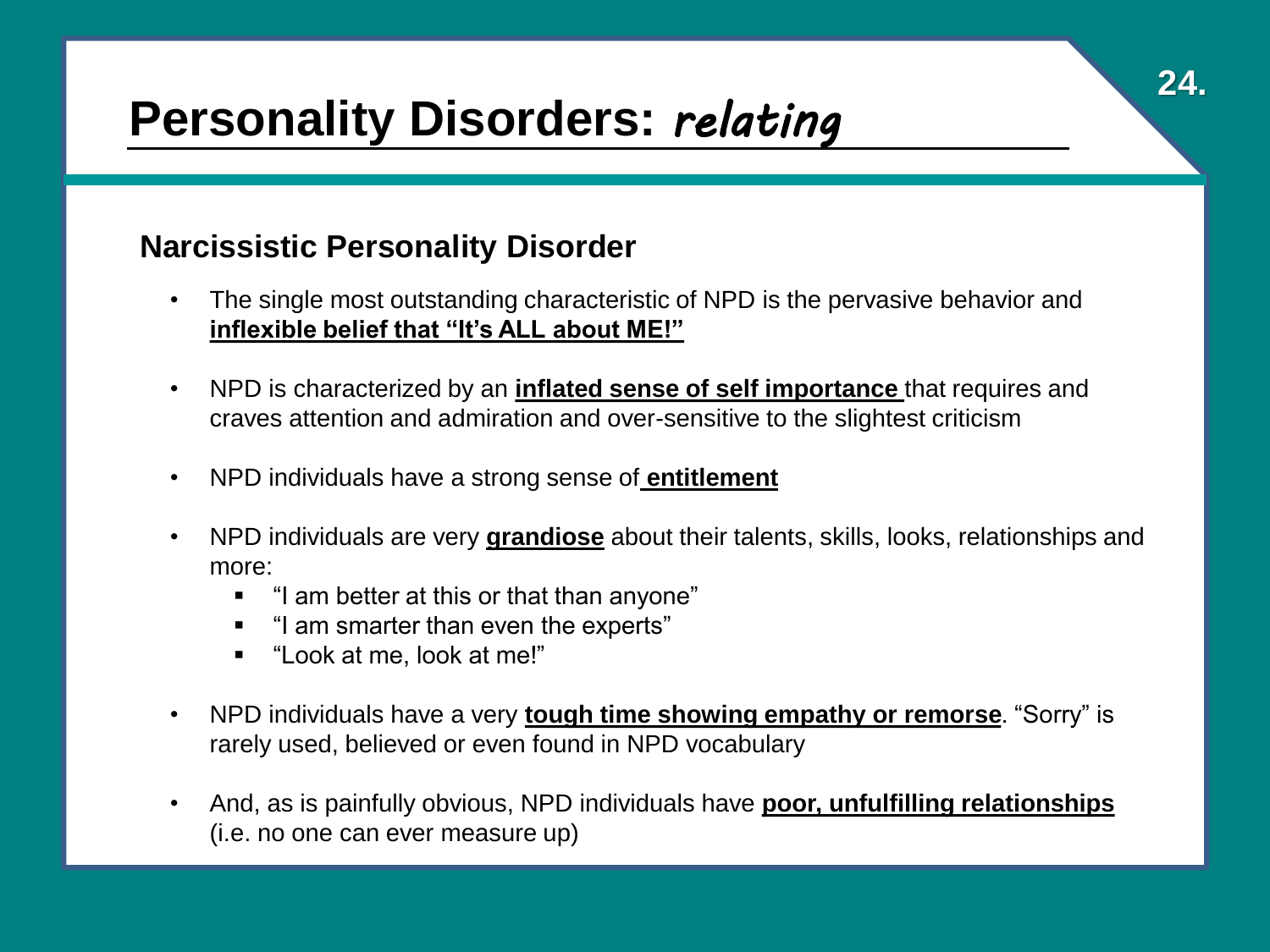# Personality Disorders: *relating*

## Narcissistic Personality Disorder

- The single most outstanding characteristic of NPD is the pervasive behavior and **inflexible belief that "It's ALL about ME!"**
- NPD is characterized by an **inflated sense of self importance** that requires and craves attention and admiration and over-sensitive to the slightest criticism
- NPD individuals have a strong sense of **entitlement**
- NPD individuals are very **grandiose** about their talents, skills, looks, relationships and more:
  - "I am better at this or that than anyone"
  - "I am smarter than even the experts"
  - "Look at me, look at me!"
- NPD individuals have a very **tough time showing empathy or remorse**. "Sorry" is rarely used, believed or even found in NPD vocabulary
- And, as is painfully obvious, NPD individuals have **poor, unfulfilling relationships** (i.e. no one can ever measure up)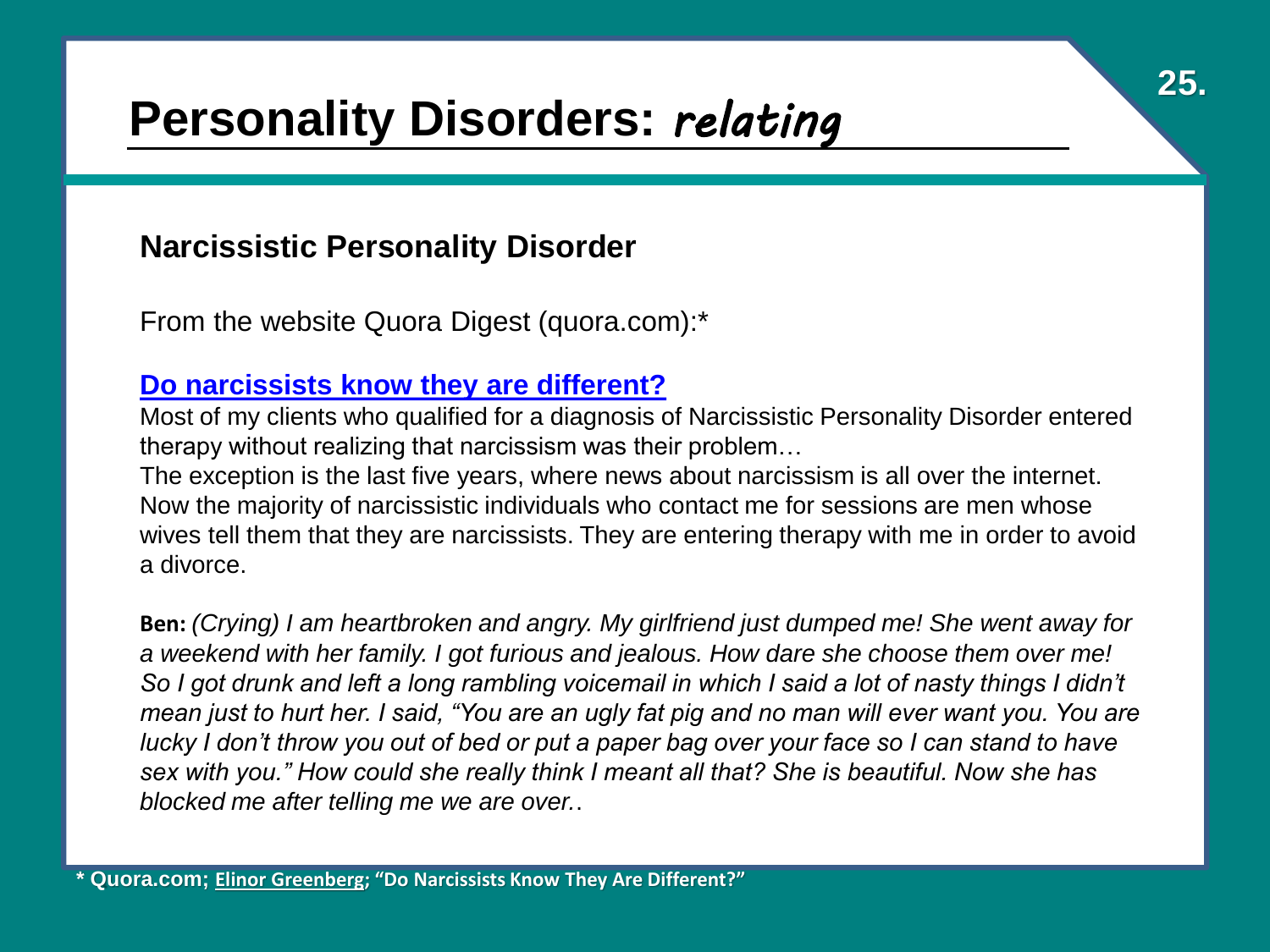# Personality Disorders: *relating*

## Narcissistic Personality Disorder

From the website Quora Digest (quora.com):*

**Do narcissists know they are different?**

Most of my clients who qualified for a diagnosis of Narcissistic Personality Disorder entered therapy without realizing that narcissism was their problem…
The exception is the last five years, where news about narcissism is all over the internet. Now the majority of narcissistic individuals who contact me for sessions are men whose wives tell them that they are narcissists. They are entering therapy with me in order to avoid a divorce.

**Ben:** *(Crying) I am heartbroken and angry. My girlfriend just dumped me! She went away for a weekend with her family. I got furious and jealous. How dare she choose them over me! So I got drunk and left a long rambling voicemail in which I said a lot of nasty things I didn't mean just to hurt her. I said, "You are an ugly fat pig and no man will ever want you. You are lucky I don't throw you out of bed or put a paper bag over your face so I can stand to have sex with you." How could she really think I meant all that? She is beautiful. Now she has blocked me after telling me we are over.*.

**\* Quora.com; Elinor Greenberg; "Do Narcissists Know They Are Different?"**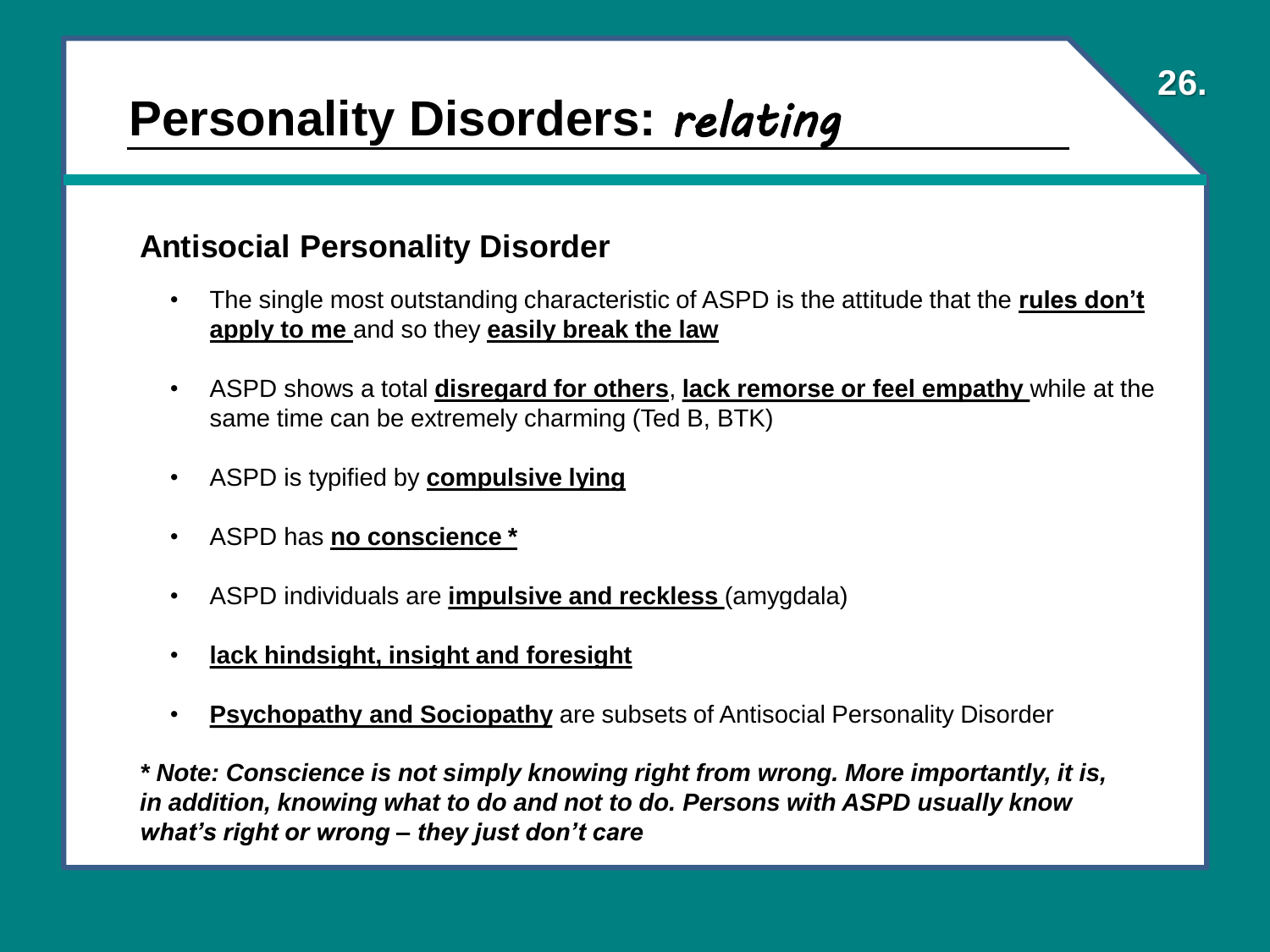# Personality Disorders: *relating*

## Antisocial Personality Disorder

- The single most outstanding characteristic of ASPD is the attitude that the **rules don't apply to me** and so they **easily break the law**
- ASPD shows a total **disregard for others**, **lack remorse or feel empathy** while at the same time can be extremely charming (Ted B, BTK)
- ASPD is typified by **compulsive lying**
- ASPD has **no conscience ***
- ASPD individuals are **impulsive and reckless** (amygdala)
- **lack hindsight, insight and foresight**
- **Psychopathy and Sociopathy** are subsets of Antisocial Personality Disorder

***** Note: Conscience is not simply knowing right from wrong. More importantly, it is, in addition, knowing what to do and not to do. Persons with ASPD usually know what's right or wrong – they just don't care***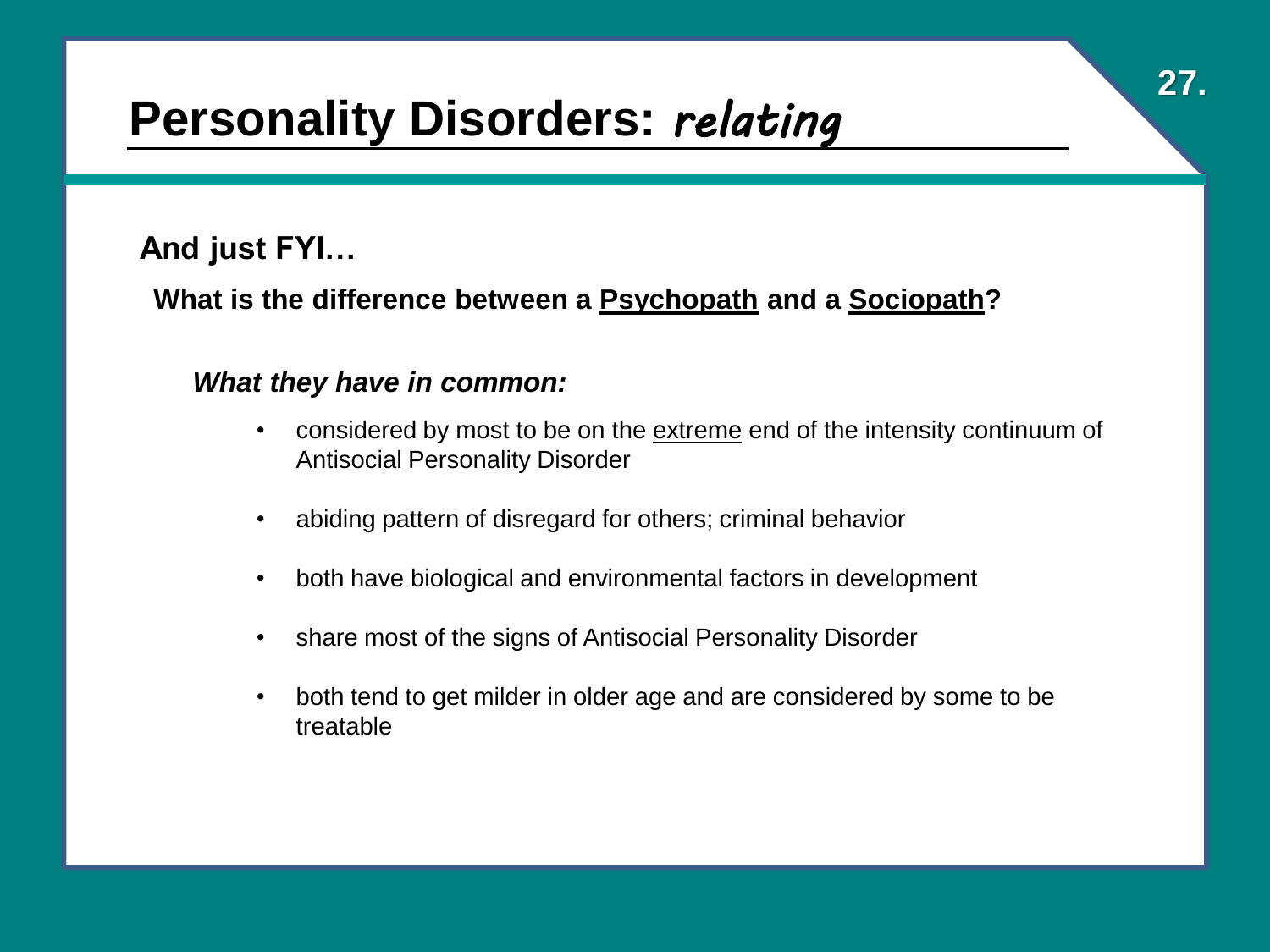# Personality Disorders: *relating*

**And just FYI…**

**What is the difference between a <u>Psychopath</u> and a <u>Sociopath</u>?**

***What they have in common:***

- considered by most to be on the <u>extreme</u> end of the intensity continuum of Antisocial Personality Disorder
- abiding pattern of disregard for others; criminal behavior
- both have biological and environmental factors in development
- share most of the signs of Antisocial Personality Disorder
- both tend to get milder in older age and are considered by some to be treatable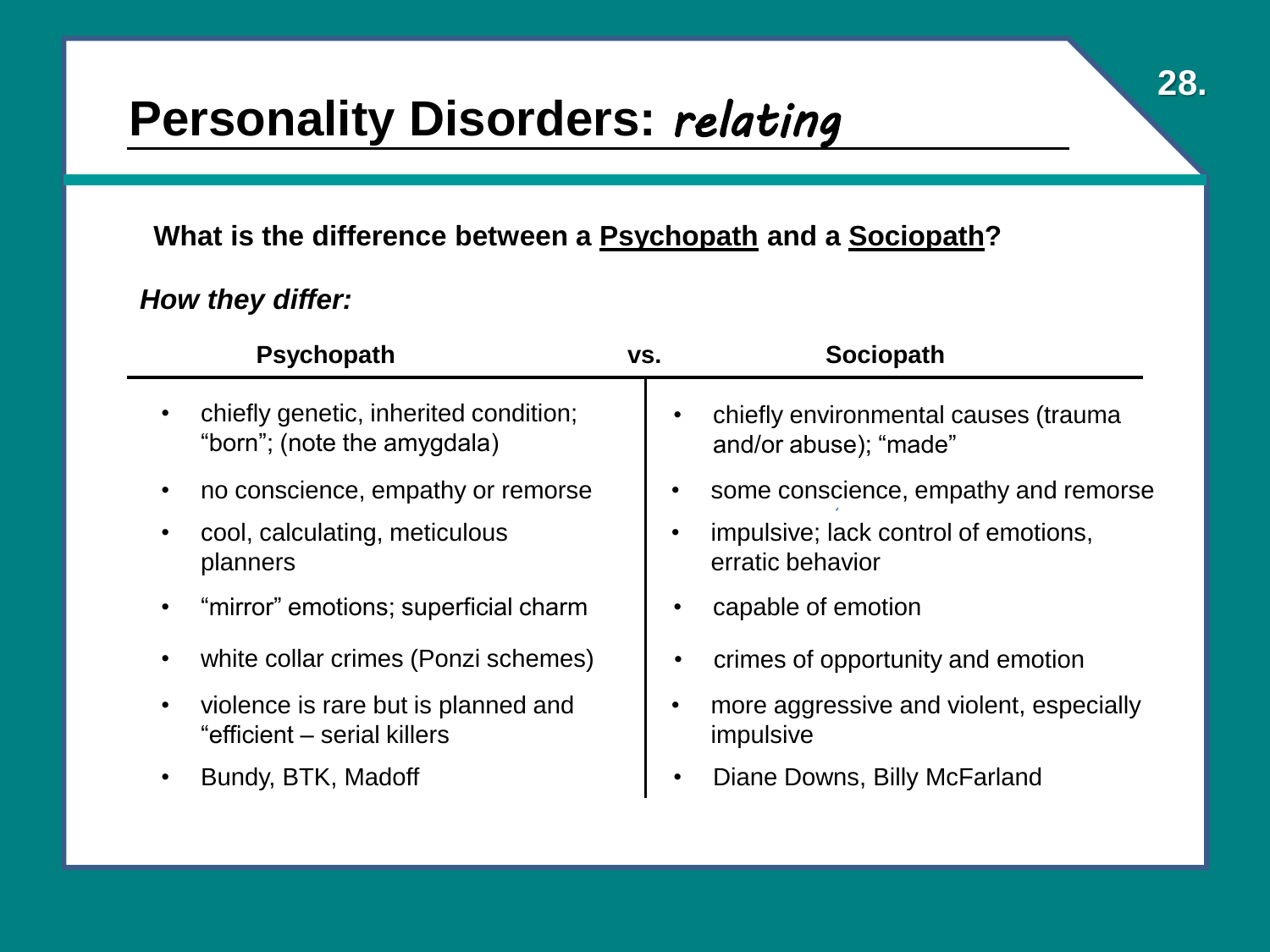# Personality Disorders: *relating*

**What is the difference between a Psychopath and a Sociopath?**

***How they differ:***

| Psychopath | Sociopath |
|---|---|
| chiefly genetic, inherited condition; "born"; (note the amygdala) | chiefly environmental causes (trauma and/or abuse); "made" |
| no conscience, empathy or remorse | some conscience, empathy and remorse |
| cool, calculating, meticulous planners | impulsive; lack control of emotions, erratic behavior |
| "mirror" emotions; superficial charm | capable of emotion |
| white collar crimes (Ponzi schemes) | crimes of opportunity and emotion |
| violence is rare but is planned and "efficient – serial killers | more aggressive and violent, especially impulsive |
| Bundy, BTK, Madoff | Diane Downs, Billy McFarland |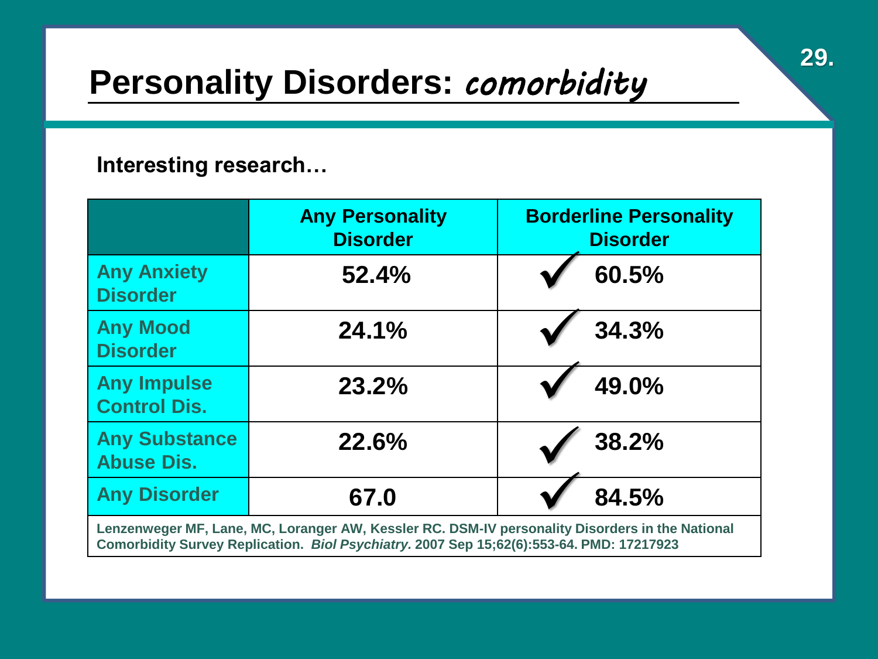# Personality Disorders: *comorbidity*

**Interesting research…**

| | Any Personality Disorder | Borderline Personality Disorder |
|---|---|---|
| **Any Anxiety Disorder** | 52.4% | ✓ 60.5% |
| **Any Mood Disorder** | 24.1% | ✓ 34.3% |
| **Any Impulse Control Dis.** | 23.2% | ✓ 49.0% |
| **Any Substance Abuse Dis.** | 22.6% | ✓ 38.2% |
| **Any Disorder** | 67.0 | ✓ 84.5% |

Lenzenweger MF, Lane, MC, Loranger AW, Kessler RC. DSM-IV personality Disorders in the National Comorbidity Survey Replication. *Biol Psychiatry.* 2007 Sep 15;62(6):553-64. PMD: 17217923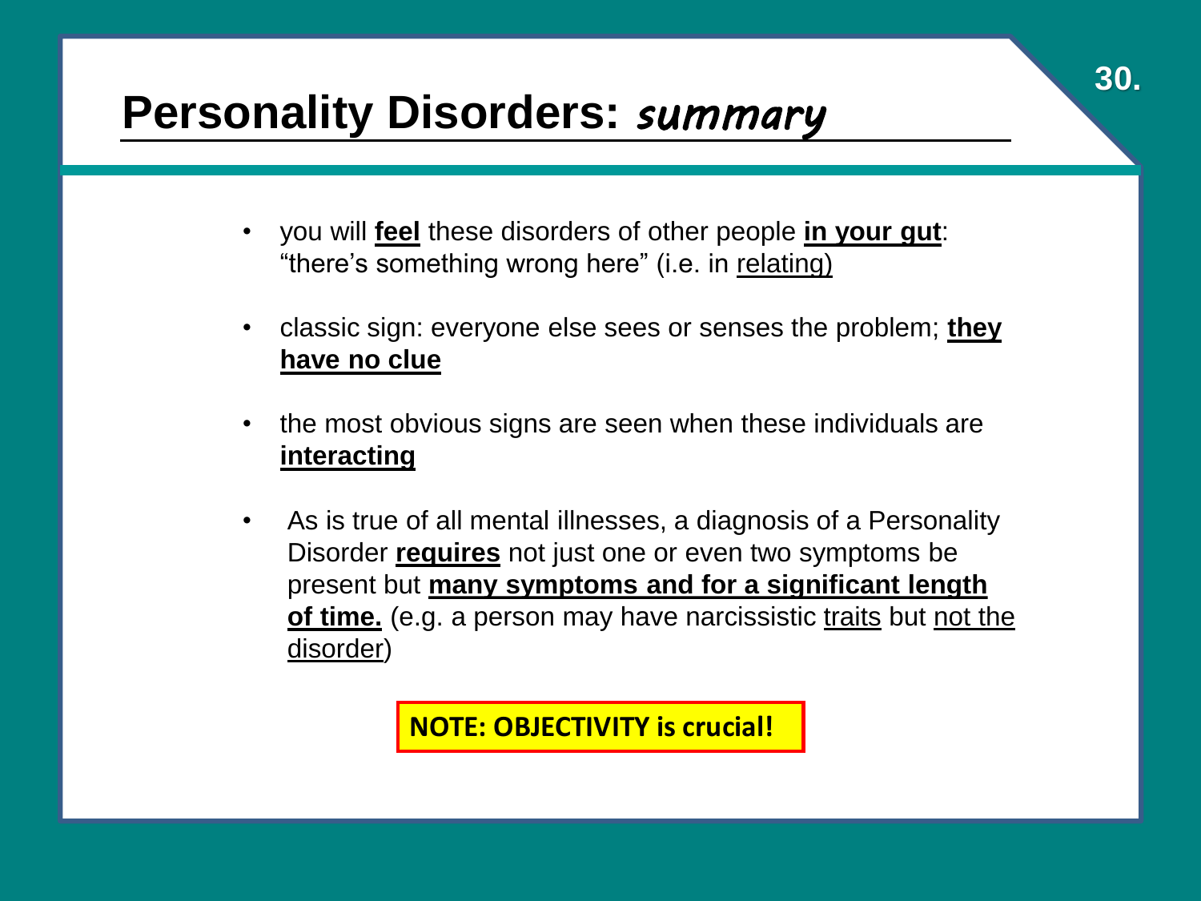# Personality Disorders: *summary*

- you will **feel** these disorders of other people **in your gut**: "there's something wrong here" (i.e. in relating)
- classic sign: everyone else sees or senses the problem; **they have no clue**
- the most obvious signs are seen when these individuals are **interacting**
- As is true of all mental illnesses, a diagnosis of a Personality Disorder **requires** not just one or even two symptoms be present but **many symptoms and for a significant length of time.** (e.g. a person may have narcissistic traits but not the disorder)

**NOTE: OBJECTIVITY is crucial!**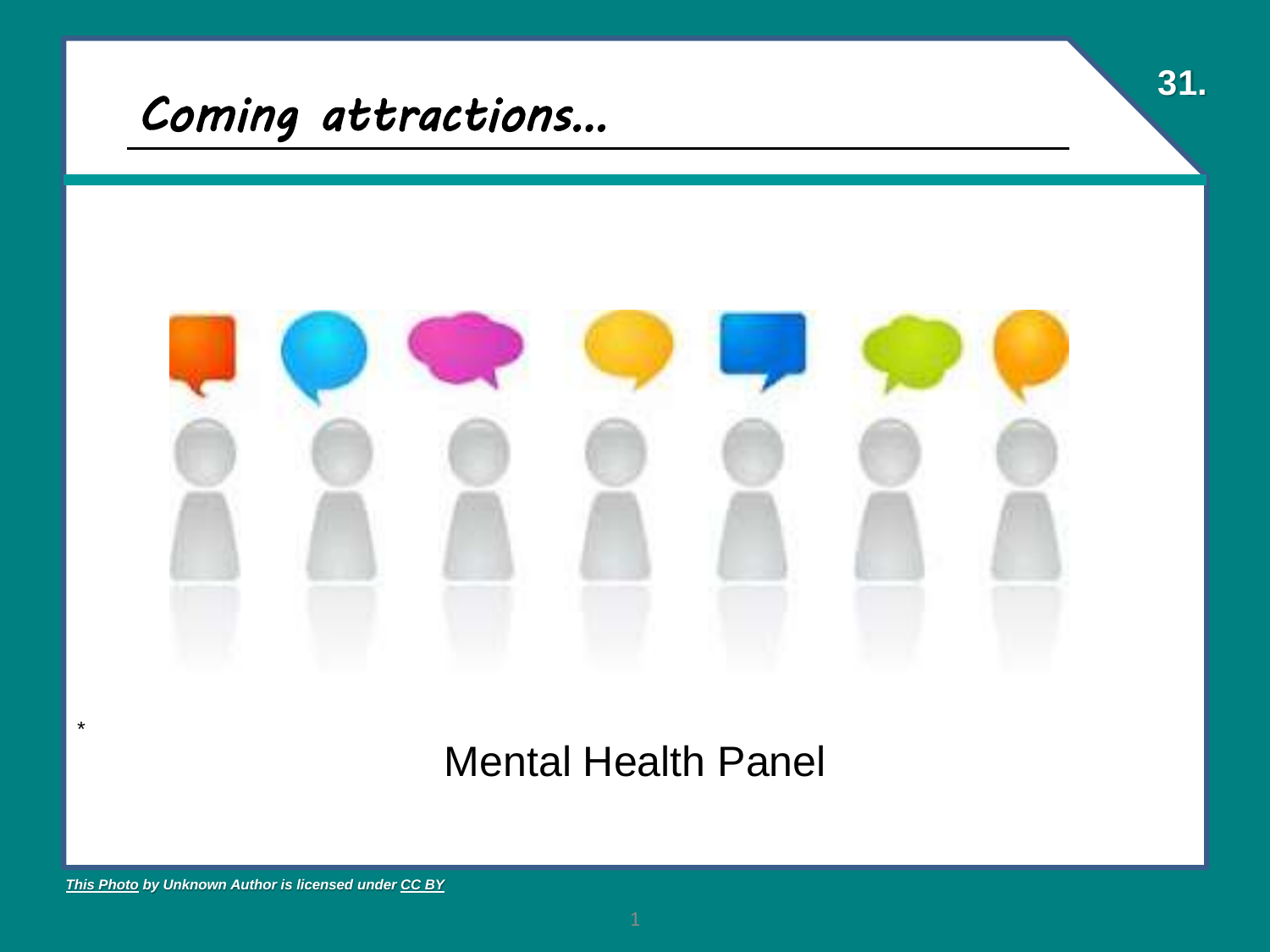# Coming attractions…

*

Mental Health Panel

*[This Photo](#) by Unknown Author is licensed under [CC BY](#)*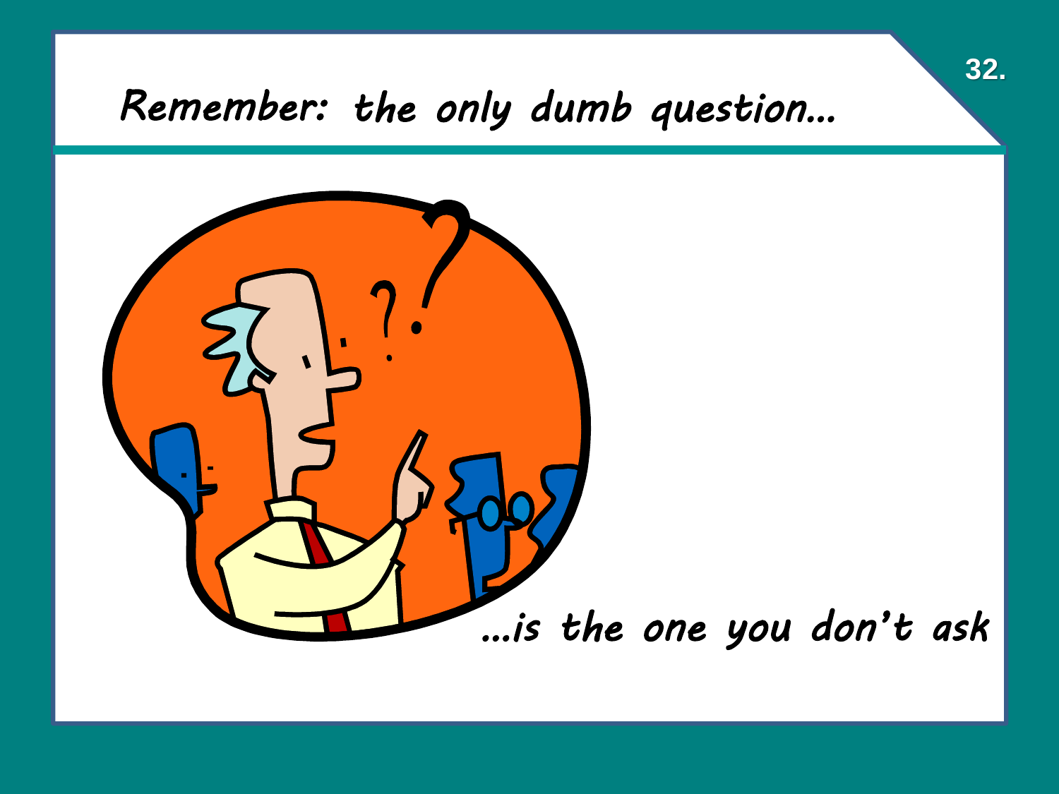# Remember: the only dumb question...

...is the one you don't ask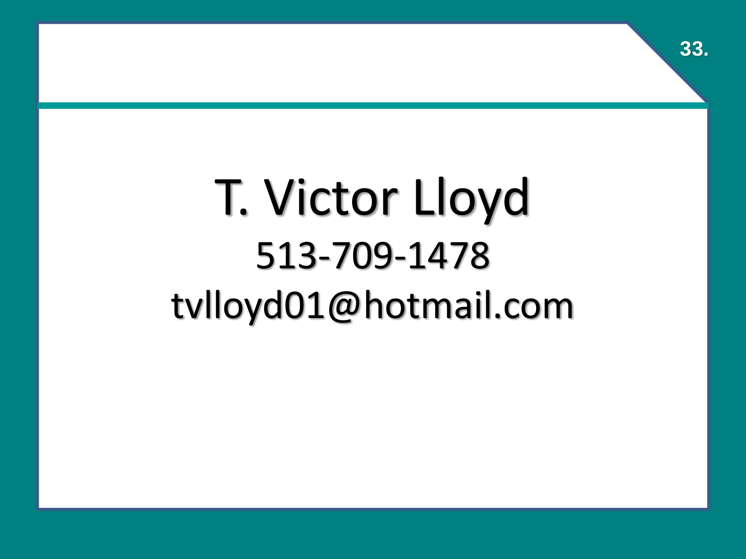T. Victor Lloyd

513-709-1478

tvlloyd01@hotmail.com